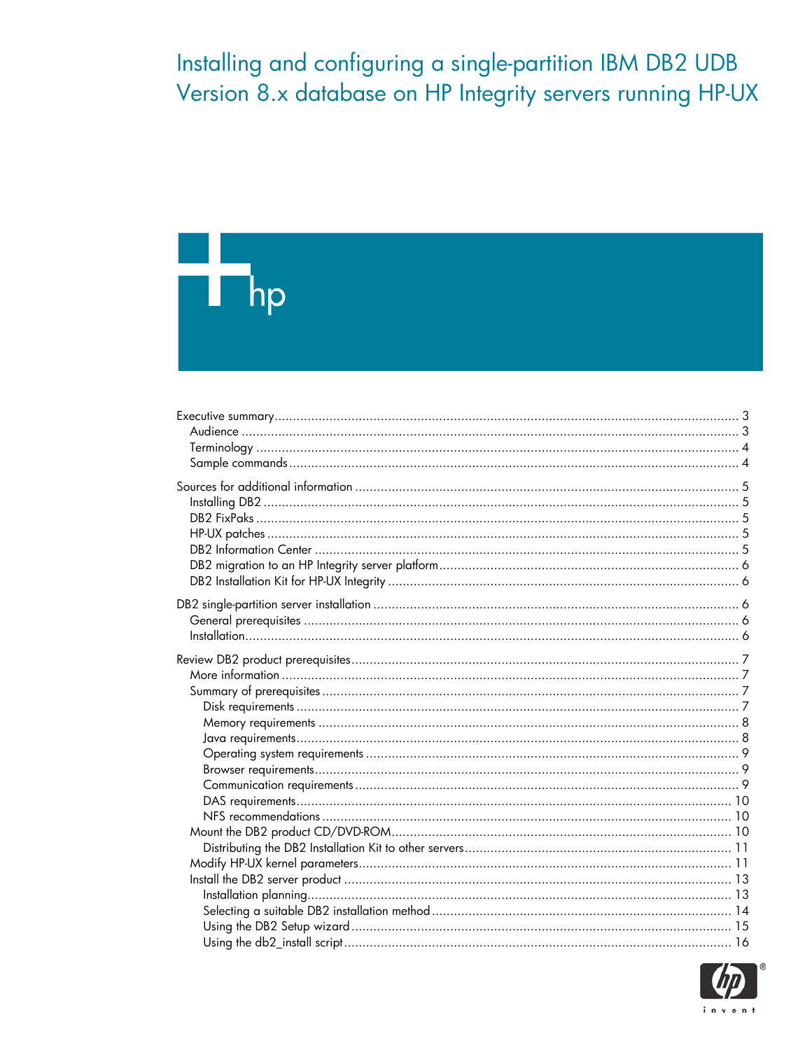# Installing and configuring a single-partition IBM DB2 UDB Version 8.x database on HP Integrity servers running HP-UX

hp

- Executive summary ..... 3
  - Audience ..... 3
  - Terminology ..... 4
  - Sample commands ..... 4
- Sources for additional information ..... 5
  - Installing DB2 ..... 5
  - DB2 FixPaks ..... 5
  - HP-UX patches ..... 5
  - DB2 Information Center ..... 5
  - DB2 migration to an HP Integrity server platform ..... 6
  - DB2 Installation Kit for HP-UX Integrity ..... 6
- DB2 single-partition server installation ..... 6
  - General prerequisites ..... 6
  - Installation ..... 6
- Review DB2 product prerequisites ..... 7
  - More information ..... 7
  - Summary of prerequisites ..... 7
    - Disk requirements ..... 7
    - Memory requirements ..... 8
    - Java requirements ..... 8
    - Operating system requirements ..... 9
    - Browser requirements ..... 9
    - Communication requirements ..... 9
    - DAS requirements ..... 10
    - NFS recommendations ..... 10
  - Mount the DB2 product CD/DVD-ROM ..... 10
    - Distributing the DB2 Installation Kit to other servers ..... 11
  - Modify HP-UX kernel parameters ..... 11
  - Install the DB2 server product ..... 13
    - Installation planning ..... 13
    - Selecting a suitable DB2 installation method ..... 14
    - Using the DB2 Setup wizard ..... 15
    - Using the db2_install script ..... 16

hp invent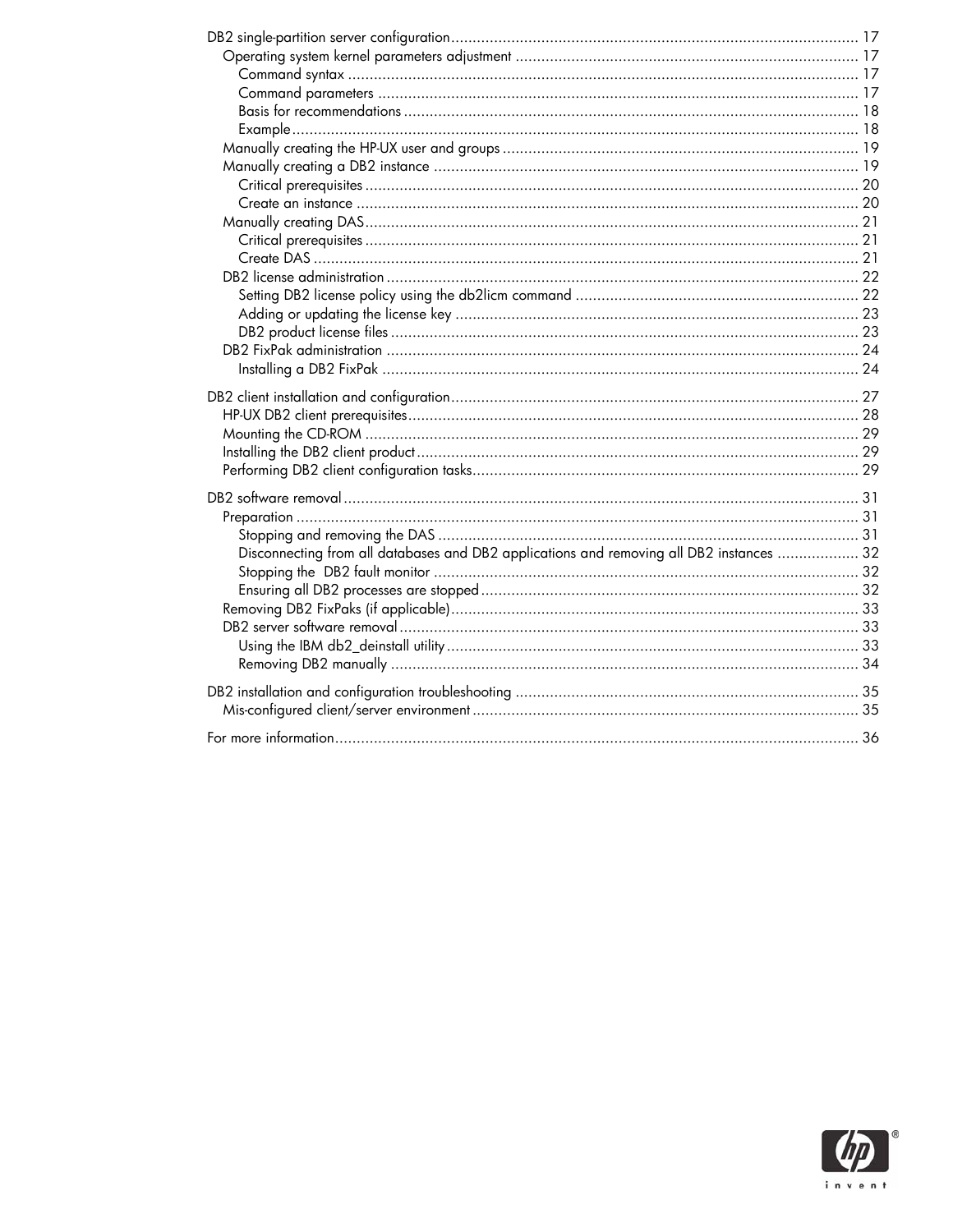- DB2 single-partition server configuration ... 17
  - Operating system kernel parameters adjustment ... 17
    - Command syntax ... 17
    - Command parameters ... 17
    - Basis for recommendations ... 18
    - Example ... 18
  - Manually creating the HP-UX user and groups ... 19
  - Manually creating a DB2 instance ... 19
    - Critical prerequisites ... 20
    - Create an instance ... 20
  - Manually creating DAS ... 21
    - Critical prerequisites ... 21
    - Create DAS ... 21
  - DB2 license administration ... 22
    - Setting DB2 license policy using the db2licm command ... 22
    - Adding or updating the license key ... 23
    - DB2 product license files ... 23
  - DB2 FixPak administration ... 24
    - Installing a DB2 FixPak ... 24

- DB2 client installation and configuration ... 27
  - HP-UX DB2 client prerequisites ... 28
  - Mounting the CD-ROM ... 29
  - Installing the DB2 client product ... 29
  - Performing DB2 client configuration tasks ... 29

- DB2 software removal ... 31
  - Preparation ... 31
    - Stopping and removing the DAS ... 31
    - Disconnecting from all databases and DB2 applications and removing all DB2 instances ... 32
    - Stopping the DB2 fault monitor ... 32
    - Ensuring all DB2 processes are stopped ... 32
  - Removing DB2 FixPaks (if applicable) ... 33
  - DB2 server software removal ... 33
    - Using the IBM db2_deinstall utility ... 33
    - Removing DB2 manually ... 34

- DB2 installation and configuration troubleshooting ... 35
  - Mis-configured client/server environment ... 35

- For more information ... 36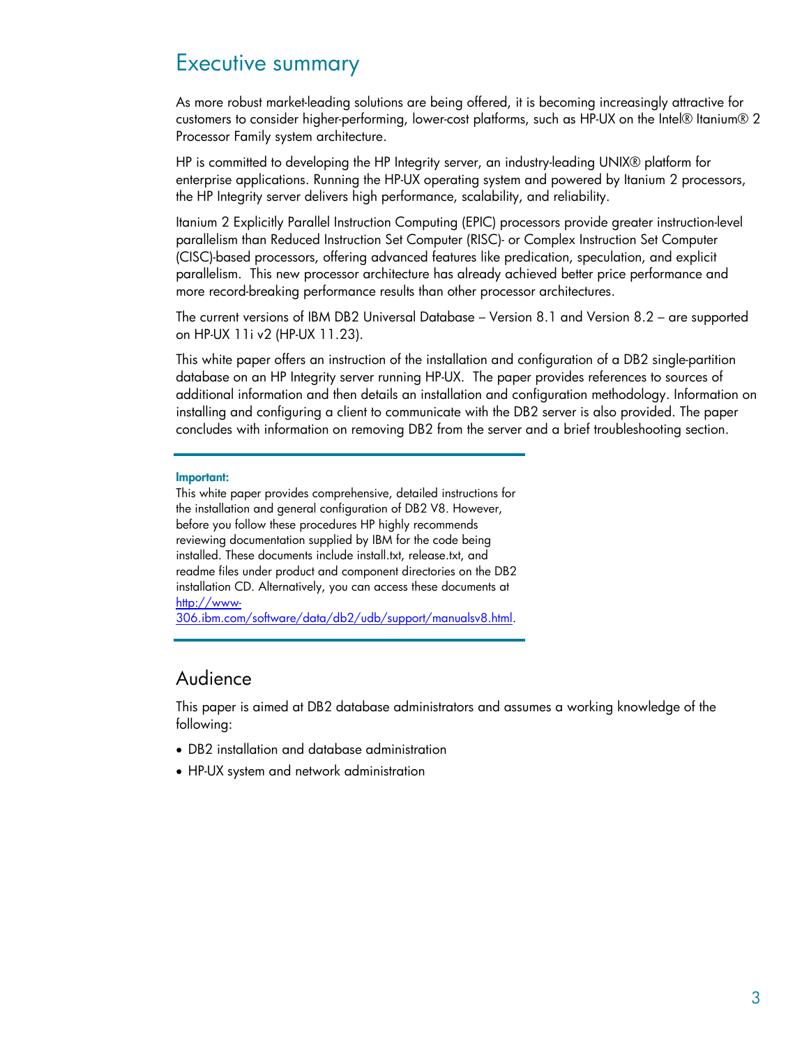## Executive summary

As more robust market-leading solutions are being offered, it is becoming increasingly attractive for customers to consider higher-performing, lower-cost platforms, such as HP-UX on the Intel® Itanium® 2 Processor Family system architecture.

HP is committed to developing the HP Integrity server, an industry-leading UNIX® platform for enterprise applications. Running the HP-UX operating system and powered by Itanium 2 processors, the HP Integrity server delivers high performance, scalability, and reliability.

Itanium 2 Explicitly Parallel Instruction Computing (EPIC) processors provide greater instruction-level parallelism than Reduced Instruction Set Computer (RISC)- or Complex Instruction Set Computer (CISC)-based processors, offering advanced features like predication, speculation, and explicit parallelism. This new processor architecture has already achieved better price performance and more record-breaking performance results than other processor architectures.

The current versions of IBM DB2 Universal Database – Version 8.1 and Version 8.2 – are supported on HP-UX 11i v2 (HP-UX 11.23).

This white paper offers an instruction of the installation and configuration of a DB2 single-partition database on an HP Integrity server running HP-UX. The paper provides references to sources of additional information and then details an installation and configuration methodology. Information on installing and configuring a client to communicate with the DB2 server is also provided. The paper concludes with information on removing DB2 from the server and a brief troubleshooting section.

---

**Important:**

This white paper provides comprehensive, detailed instructions for the installation and general configuration of DB2 V8. However, before you follow these procedures HP highly recommends reviewing documentation supplied by IBM for the code being installed. These documents include install.txt, release.txt, and readme files under product and component directories on the DB2 installation CD. Alternatively, you can access these documents at http://www-306.ibm.com/software/data/db2/udb/support/manualsv8.html.

---

### Audience

This paper is aimed at DB2 database administrators and assumes a working knowledge of the following:

- DB2 installation and database administration
- HP-UX system and network administration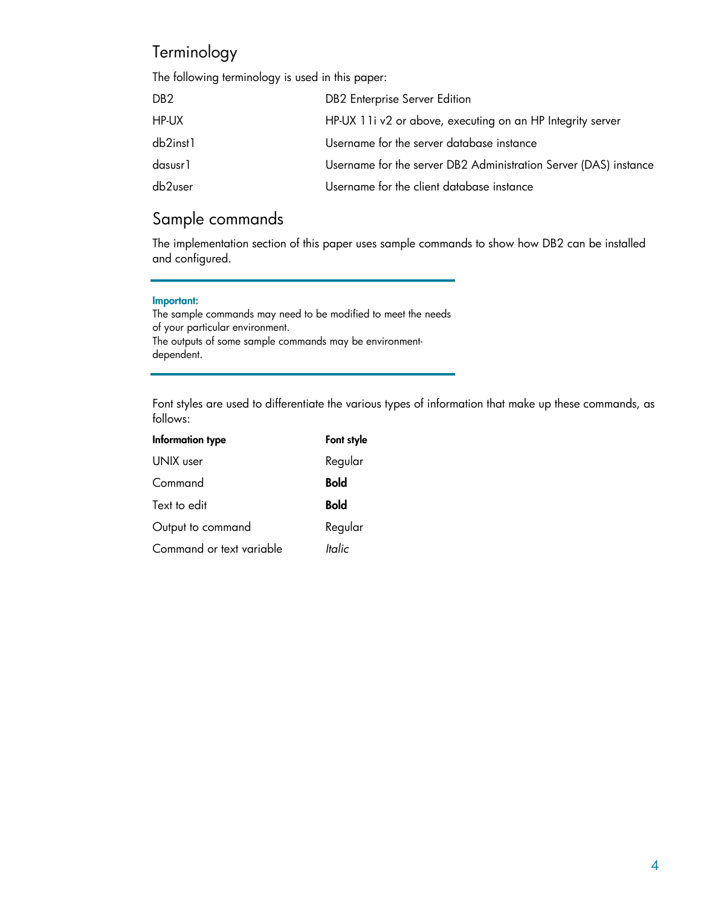## Terminology

The following terminology is used in this paper:

| | |
|---|---|
| DB2 | DB2 Enterprise Server Edition |
| HP-UX | HP-UX 11i v2 or above, executing on an HP Integrity server |
| db2inst1 | Username for the server database instance |
| dasusr1 | Username for the server DB2 Administration Server (DAS) instance |
| db2user | Username for the client database instance |

## Sample commands

The implementation section of this paper uses sample commands to show how DB2 can be installed and configured.

---

**Important:**
The sample commands may need to be modified to meet the needs of your particular environment.
The outputs of some sample commands may be environment-dependent.

---

Font styles are used to differentiate the various types of information that make up these commands, as follows:

| Information type | Font style |
|---|---|
| UNIX user | Regular |
| Command | **Bold** |
| Text to edit | **Bold** |
| Output to command | Regular |
| Command or text variable | *Italic* |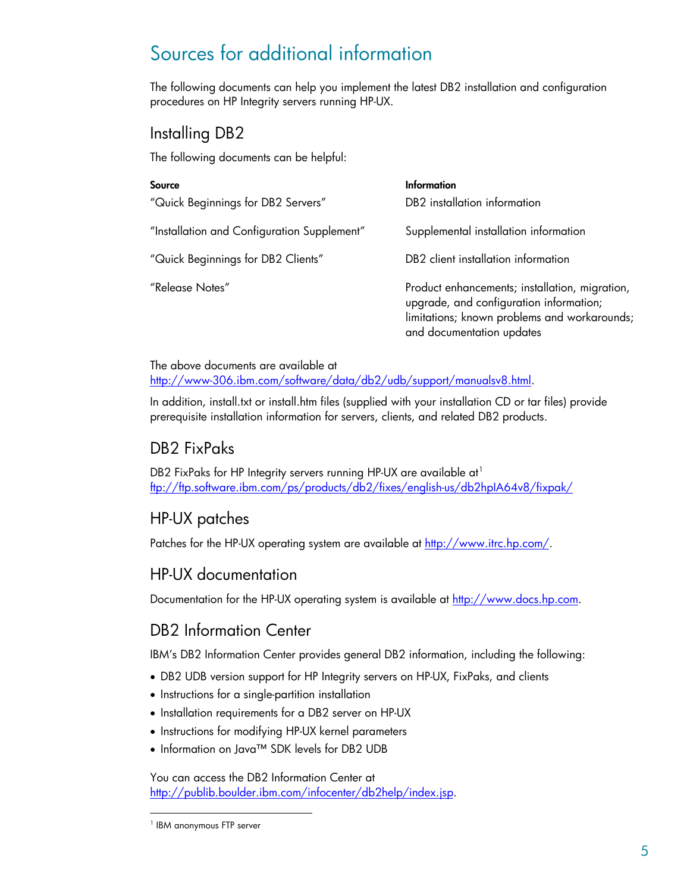# Sources for additional information

The following documents can help you implement the latest DB2 installation and configuration procedures on HP Integrity servers running HP-UX.

## Installing DB2

The following documents can be helpful:

| Source | Information |
|---|---|
| "Quick Beginnings for DB2 Servers" | DB2 installation information |
| "Installation and Configuration Supplement" | Supplemental installation information |
| "Quick Beginnings for DB2 Clients" | DB2 client installation information |
| "Release Notes" | Product enhancements; installation, migration, upgrade, and configuration information; limitations; known problems and workarounds; and documentation updates |

The above documents are available at http://www-306.ibm.com/software/data/db2/udb/support/manualsv8.html.

In addition, install.txt or install.htm files (supplied with your installation CD or tar files) provide prerequisite installation information for servers, clients, and related DB2 products.

## DB2 FixPaks

DB2 FixPaks for HP Integrity servers running HP-UX are available at[1] ftp://ftp.software.ibm.com/ps/products/db2/fixes/english-us/db2hpIA64v8/fixpak/

## HP-UX patches

Patches for the HP-UX operating system are available at http://www.itrc.hp.com/.

## HP-UX documentation

Documentation for the HP-UX operating system is available at http://www.docs.hp.com.

## DB2 Information Center

IBM's DB2 Information Center provides general DB2 information, including the following:

- DB2 UDB version support for HP Integrity servers on HP-UX, FixPaks, and clients
- Instructions for a single-partition installation
- Installation requirements for a DB2 server on HP-UX
- Instructions for modifying HP-UX kernel parameters
- Information on Java™ SDK levels for DB2 UDB

You can access the DB2 Information Center at http://publib.boulder.ibm.com/infocenter/db2help/index.jsp.

[1] IBM anonymous FTP server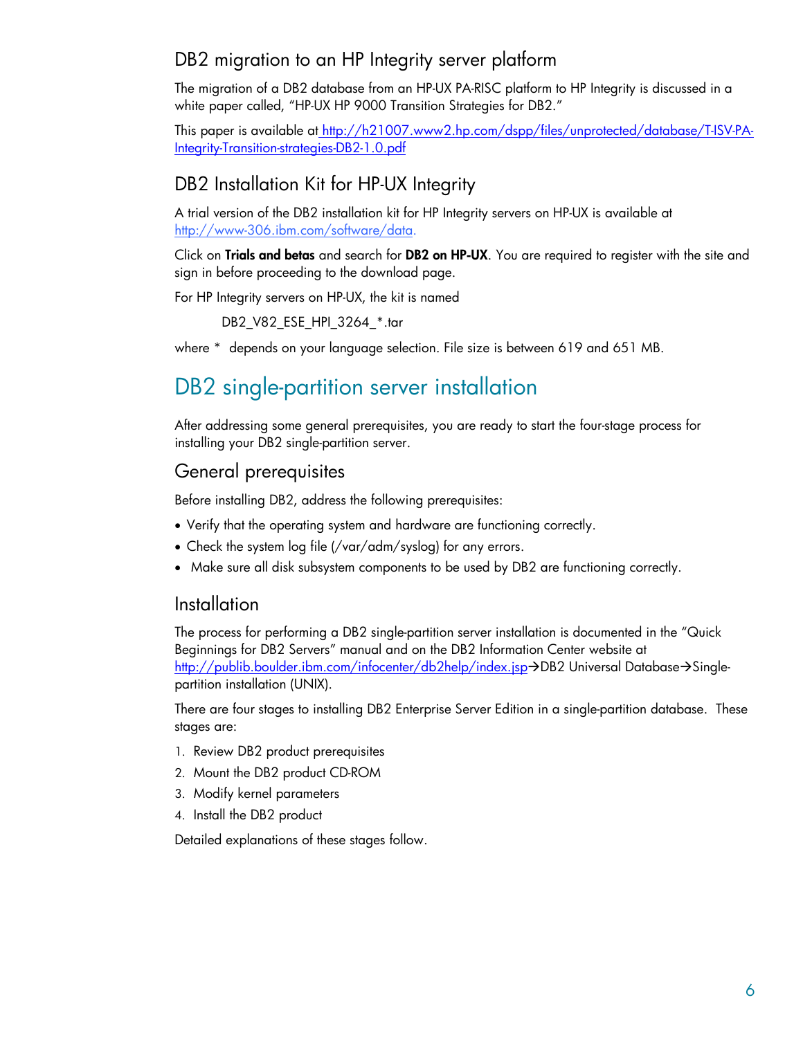## DB2 migration to an HP Integrity server platform

The migration of a DB2 database from an HP-UX PA-RISC platform to HP Integrity is discussed in a white paper called, "HP-UX HP 9000 Transition Strategies for DB2."

This paper is available at http://h21007.www2.hp.com/dspp/files/unprotected/database/T-ISV-PA-Integrity-Transition-strategies-DB2-1.0.pdf

## DB2 Installation Kit for HP-UX Integrity

A trial version of the DB2 installation kit for HP Integrity servers on HP-UX is available at http://www-306.ibm.com/software/data.

Click on **Trials and betas** and search for **DB2 on HP-UX**. You are required to register with the site and sign in before proceeding to the download page.

For HP Integrity servers on HP-UX, the kit is named

DB2_V82_ESE_HPI_3264_*.tar

where * depends on your language selection. File size is between 619 and 651 MB.

# DB2 single-partition server installation

After addressing some general prerequisites, you are ready to start the four-stage process for installing your DB2 single-partition server.

## General prerequisites

Before installing DB2, address the following prerequisites:

- Verify that the operating system and hardware are functioning correctly.
- Check the system log file (/var/adm/syslog) for any errors.
- Make sure all disk subsystem components to be used by DB2 are functioning correctly.

## Installation

The process for performing a DB2 single-partition server installation is documented in the "Quick Beginnings for DB2 Servers" manual and on the DB2 Information Center website at http://publib.boulder.ibm.com/infocenter/db2help/index.jsp→DB2 Universal Database→Single-partition installation (UNIX).

There are four stages to installing DB2 Enterprise Server Edition in a single-partition database. These stages are:

1. Review DB2 product prerequisites
2. Mount the DB2 product CD-ROM
3. Modify kernel parameters
4. Install the DB2 product

Detailed explanations of these stages follow.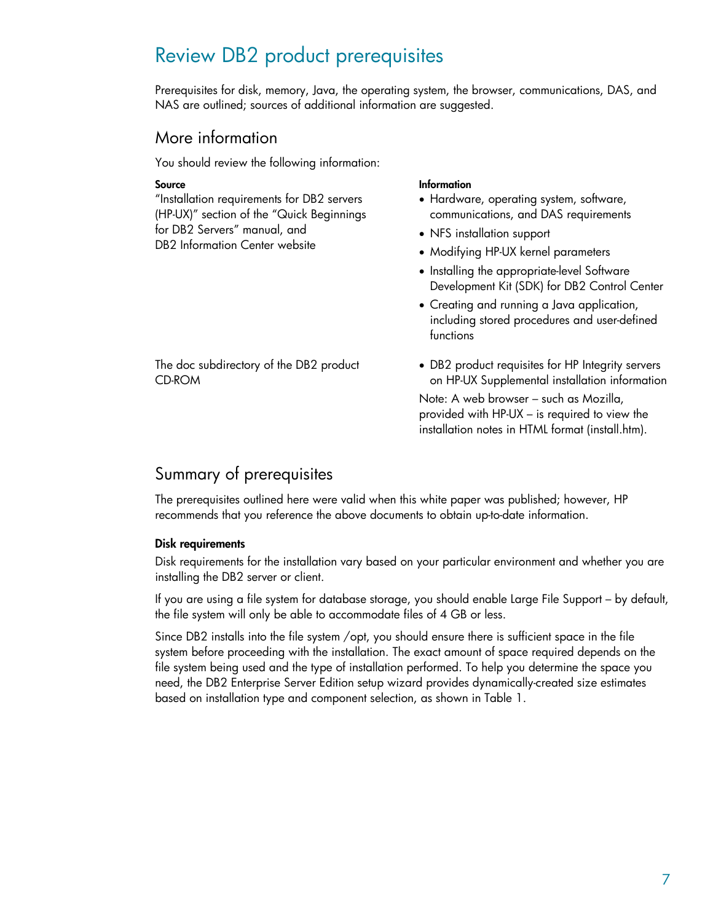# Review DB2 product prerequisites

Prerequisites for disk, memory, Java, the operating system, the browser, communications, DAS, and NAS are outlined; sources of additional information are suggested.

## More information

You should review the following information:

| Source | Information |
| --- | --- |
| "Installation requirements for DB2 servers (HP-UX)" section of the "Quick Beginnings for DB2 Servers" manual, and DB2 Information Center website | • Hardware, operating system, software, communications, and DAS requirements<br>• NFS installation support<br>• Modifying HP-UX kernel parameters<br>• Installing the appropriate-level Software Development Kit (SDK) for DB2 Control Center<br>• Creating and running a Java application, including stored procedures and user-defined functions |
| The doc subdirectory of the DB2 product CD-ROM | • DB2 product requisites for HP Integrity servers on HP-UX Supplemental installation information<br>Note: A web browser – such as Mozilla, provided with HP-UX – is required to view the installation notes in HTML format (install.htm). |

## Summary of prerequisites

The prerequisites outlined here were valid when this white paper was published; however, HP recommends that you reference the above documents to obtain up-to-date information.

**Disk requirements**

Disk requirements for the installation vary based on your particular environment and whether you are installing the DB2 server or client.

If you are using a file system for database storage, you should enable Large File Support – by default, the file system will only be able to accommodate files of 4 GB or less.

Since DB2 installs into the file system /opt, you should ensure there is sufficient space in the file system before proceeding with the installation. The exact amount of space required depends on the file system being used and the type of installation performed. To help you determine the space you need, the DB2 Enterprise Server Edition setup wizard provides dynamically-created size estimates based on installation type and component selection, as shown in Table 1.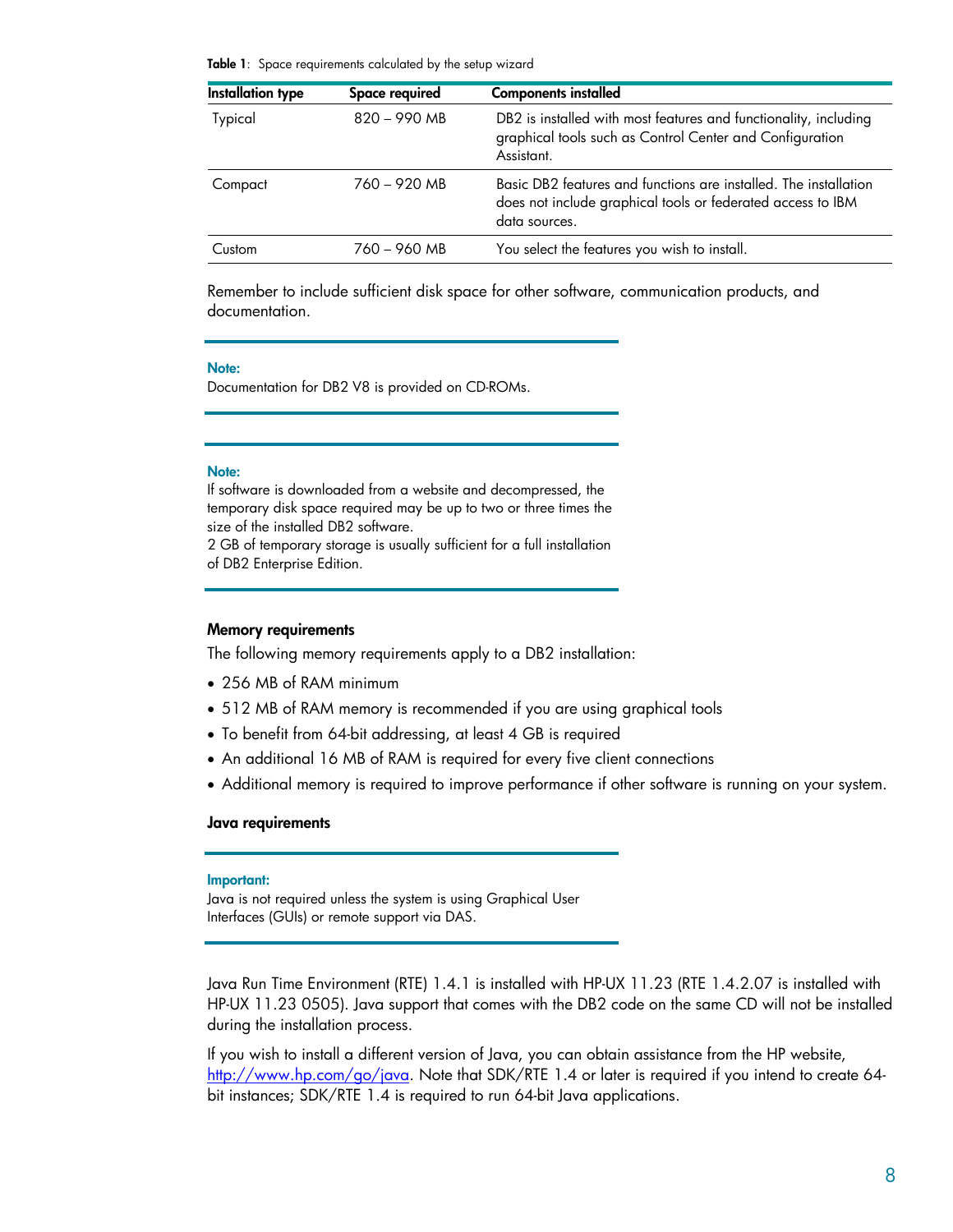**Table 1**: Space requirements calculated by the setup wizard

| Installation type | Space required | Components installed |
|---|---|---|
| Typical | 820 – 990 MB | DB2 is installed with most features and functionality, including graphical tools such as Control Center and Configuration Assistant. |
| Compact | 760 – 920 MB | Basic DB2 features and functions are installed. The installation does not include graphical tools or federated access to IBM data sources. |
| Custom | 760 – 960 MB | You select the features you wish to install. |

Remember to include sufficient disk space for other software, communication products, and documentation.

**Note:**
Documentation for DB2 V8 is provided on CD-ROMs.

**Note:**
If software is downloaded from a website and decompressed, the temporary disk space required may be up to two or three times the size of the installed DB2 software.
2 GB of temporary storage is usually sufficient for a full installation of DB2 Enterprise Edition.

### Memory requirements

The following memory requirements apply to a DB2 installation:

- 256 MB of RAM minimum
- 512 MB of RAM memory is recommended if you are using graphical tools
- To benefit from 64-bit addressing, at least 4 GB is required
- An additional 16 MB of RAM is required for every five client connections
- Additional memory is required to improve performance if other software is running on your system.

### Java requirements

**Important:**
Java is not required unless the system is using Graphical User Interfaces (GUIs) or remote support via DAS.

Java Run Time Environment (RTE) 1.4.1 is installed with HP-UX 11.23 (RTE 1.4.2.07 is installed with HP-UX 11.23 0505). Java support that comes with the DB2 code on the same CD will not be installed during the installation process.

If you wish to install a different version of Java, you can obtain assistance from the HP website, http://www.hp.com/go/java. Note that SDK/RTE 1.4 or later is required if you intend to create 64-bit instances; SDK/RTE 1.4 is required to run 64-bit Java applications.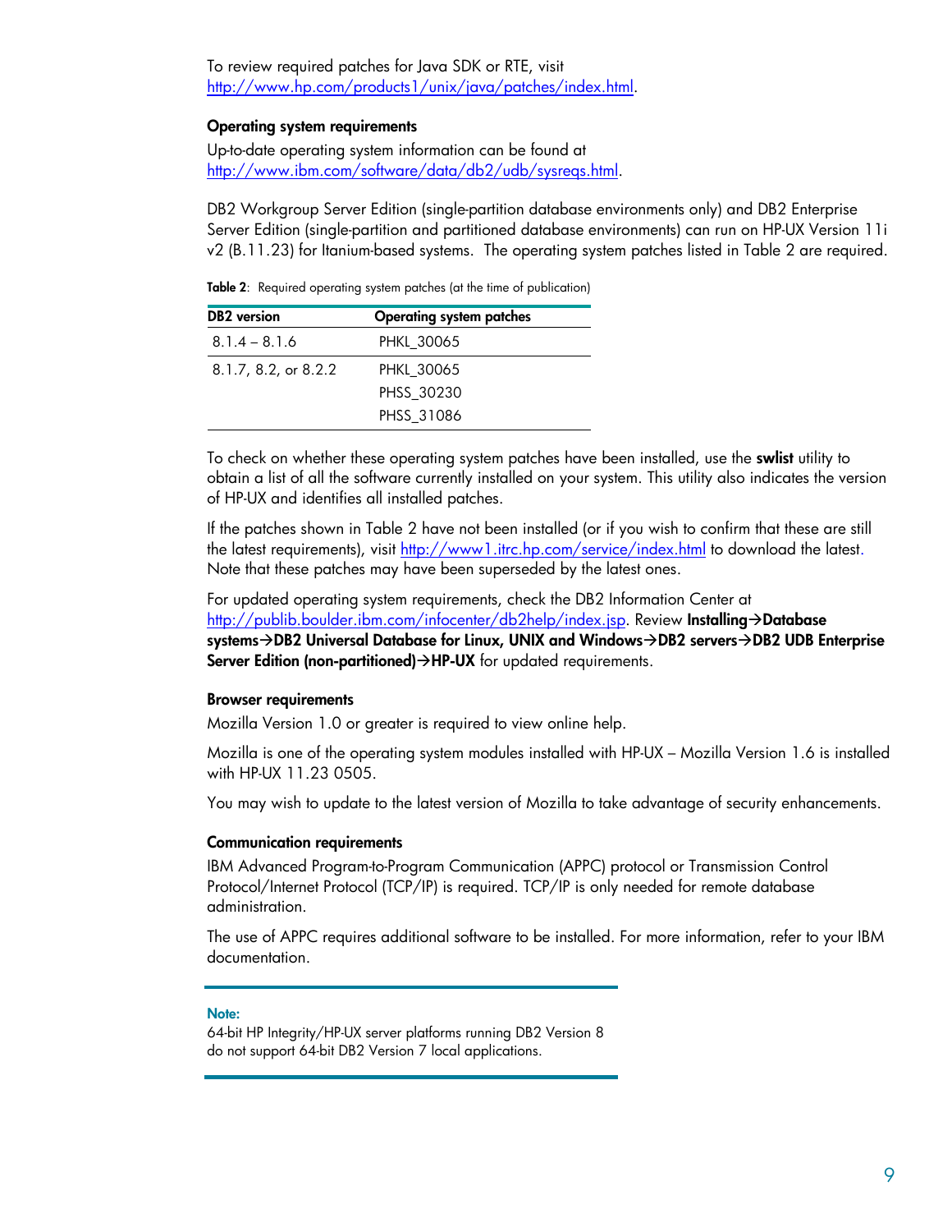To review required patches for Java SDK or RTE, visit http://www.hp.com/products1/unix/java/patches/index.html.

#### Operating system requirements

Up-to-date operating system information can be found at http://www.ibm.com/software/data/db2/udb/sysreqs.html.

DB2 Workgroup Server Edition (single-partition database environments only) and DB2 Enterprise Server Edition (single-partition and partitioned database environments) can run on HP-UX Version 11i v2 (B.11.23) for Itanium-based systems. The operating system patches listed in Table 2 are required.

**Table 2**: Required operating system patches (at the time of publication)

| DB2 version | Operating system patches |
| --- | --- |
| 8.1.4 – 8.1.6 | PHKL_30065 |
| 8.1.7, 8.2, or 8.2.2 | PHKL_30065<br>PHSS_30230<br>PHSS_31086 |

To check on whether these operating system patches have been installed, use the **swlist** utility to obtain a list of all the software currently installed on your system. This utility also indicates the version of HP-UX and identifies all installed patches.

If the patches shown in Table 2 have not been installed (or if you wish to confirm that these are still the latest requirements), visit http://www1.itrc.hp.com/service/index.html to download the latest. Note that these patches may have been superseded by the latest ones.

For updated operating system requirements, check the DB2 Information Center at http://publib.boulder.ibm.com/infocenter/db2help/index.jsp. Review **Installing→Database systems→DB2 Universal Database for Linux, UNIX and Windows→DB2 servers→DB2 UDB Enterprise Server Edition (non-partitioned)→HP-UX** for updated requirements.

#### Browser requirements

Mozilla Version 1.0 or greater is required to view online help.

Mozilla is one of the operating system modules installed with HP-UX – Mozilla Version 1.6 is installed with HP-UX 11.23 0505.

You may wish to update to the latest version of Mozilla to take advantage of security enhancements.

#### Communication requirements

IBM Advanced Program-to-Program Communication (APPC) protocol or Transmission Control Protocol/Internet Protocol (TCP/IP) is required. TCP/IP is only needed for remote database administration.

The use of APPC requires additional software to be installed. For more information, refer to your IBM documentation.

**Note:**
64-bit HP Integrity/HP-UX server platforms running DB2 Version 8 do not support 64-bit DB2 Version 7 local applications.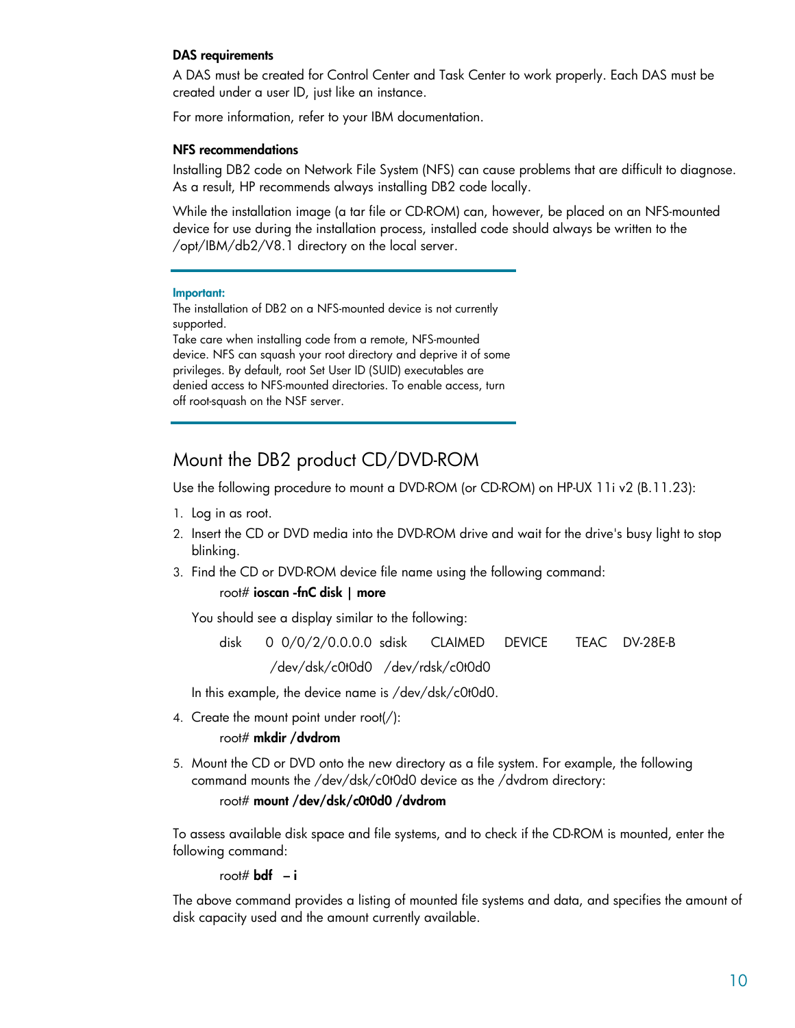### DAS requirements

A DAS must be created for Control Center and Task Center to work properly. Each DAS must be created under a user ID, just like an instance.

For more information, refer to your IBM documentation.

### NFS recommendations

Installing DB2 code on Network File System (NFS) can cause problems that are difficult to diagnose. As a result, HP recommends always installing DB2 code locally.

While the installation image (a tar file or CD-ROM) can, however, be placed on an NFS-mounted device for use during the installation process, installed code should always be written to the /opt/IBM/db2/V8.1 directory on the local server.

---

**Important:**
The installation of DB2 on a NFS-mounted device is not currently supported.
Take care when installing code from a remote, NFS-mounted device. NFS can squash your root directory and deprive it of some privileges. By default, root Set User ID (SUID) executables are denied access to NFS-mounted directories. To enable access, turn off root-squash on the NSF server.

---

## Mount the DB2 product CD/DVD-ROM

Use the following procedure to mount a DVD-ROM (or CD-ROM) on HP-UX 11i v2 (B.11.23):

1. Log in as root.
2. Insert the CD or DVD media into the DVD-ROM drive and wait for the drive's busy light to stop blinking.
3. Find the CD or DVD-ROM device file name using the following command:

   root# **ioscan -fnC disk | more**

   You should see a display similar to the following:

   ```
   disk    0  0/0/2/0.0.0.0  sdisk    CLAIMED    DEVICE     TEAC   DV-28E-B
                 /dev/dsk/c0t0d0   /dev/rdsk/c0t0d0
   ```

   In this example, the device name is /dev/dsk/c0t0d0.
4. Create the mount point under root(/):

   root# **mkdir /dvdrom**
5. Mount the CD or DVD onto the new directory as a file system. For example, the following command mounts the /dev/dsk/c0t0d0 device as the /dvdrom directory:

   root# **mount /dev/dsk/c0t0d0 /dvdrom**

To assess available disk space and file systems, and to check if the CD-ROM is mounted, enter the following command:

root# **bdf – i**

The above command provides a listing of mounted file systems and data, and specifies the amount of disk capacity used and the amount currently available.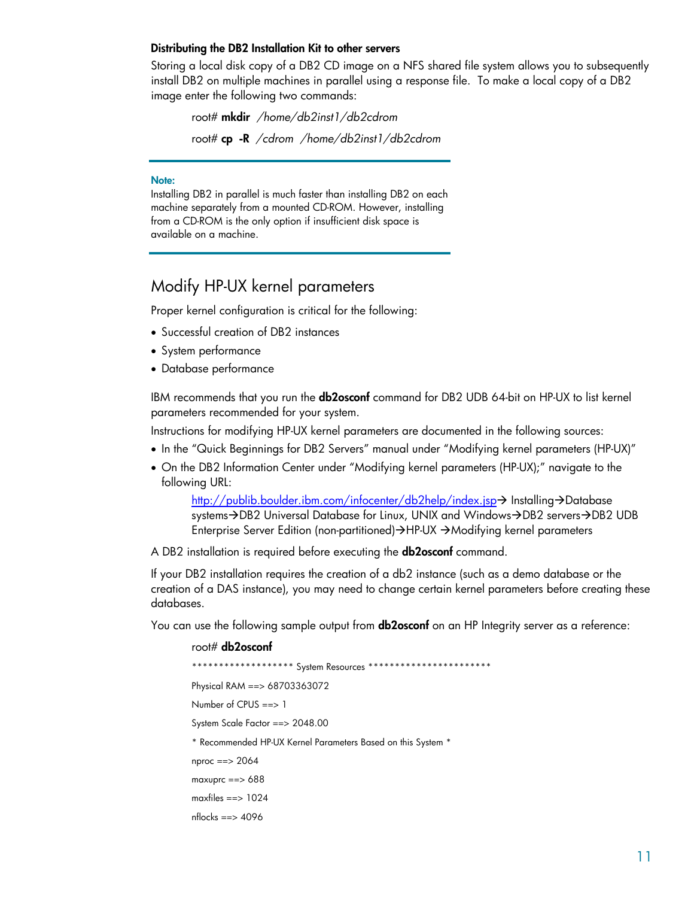### Distributing the DB2 Installation Kit to other servers

Storing a local disk copy of a DB2 CD image on a NFS shared file system allows you to subsequently install DB2 on multiple machines in parallel using a response file. To make a local copy of a DB2 image enter the following two commands:

root# **mkdir** */home/db2inst1/db2cdrom*

root# **cp -R** */cdrom /home/db2inst1/db2cdrom*

---

**Note:**
Installing DB2 in parallel is much faster than installing DB2 on each machine separately from a mounted CD-ROM. However, installing from a CD-ROM is the only option if insufficient disk space is available on a machine.

---

## Modify HP-UX kernel parameters

Proper kernel configuration is critical for the following:

- Successful creation of DB2 instances
- System performance
- Database performance

IBM recommends that you run the **db2osconf** command for DB2 UDB 64-bit on HP-UX to list kernel parameters recommended for your system.

Instructions for modifying HP-UX kernel parameters are documented in the following sources:

- In the "Quick Beginnings for DB2 Servers" manual under "Modifying kernel parameters (HP-UX)"
- On the DB2 Information Center under "Modifying kernel parameters (HP-UX);" navigate to the following URL:

  http://publib.boulder.ibm.com/infocenter/db2help/index.jsp→ Installing→Database systems→DB2 Universal Database for Linux, UNIX and Windows→DB2 servers→DB2 UDB Enterprise Server Edition (non-partitioned)→HP-UX →Modifying kernel parameters

A DB2 installation is required before executing the **db2osconf** command.

If your DB2 installation requires the creation of a db2 instance (such as a demo database or the creation of a DAS instance), you may need to change certain kernel parameters before creating these databases.

You can use the following sample output from **db2osconf** on an HP Integrity server as a reference:

root# **db2osconf**

```
****************** System Resources **********************

Physical RAM ==> 68703363072

Number of CPUS ==> 1

System Scale Factor ==> 2048.00

* Recommended HP-UX Kernel Parameters Based on this System *

nproc ==> 2064

maxuprc ==> 688

maxfiles ==> 1024

nflocks ==> 4096
```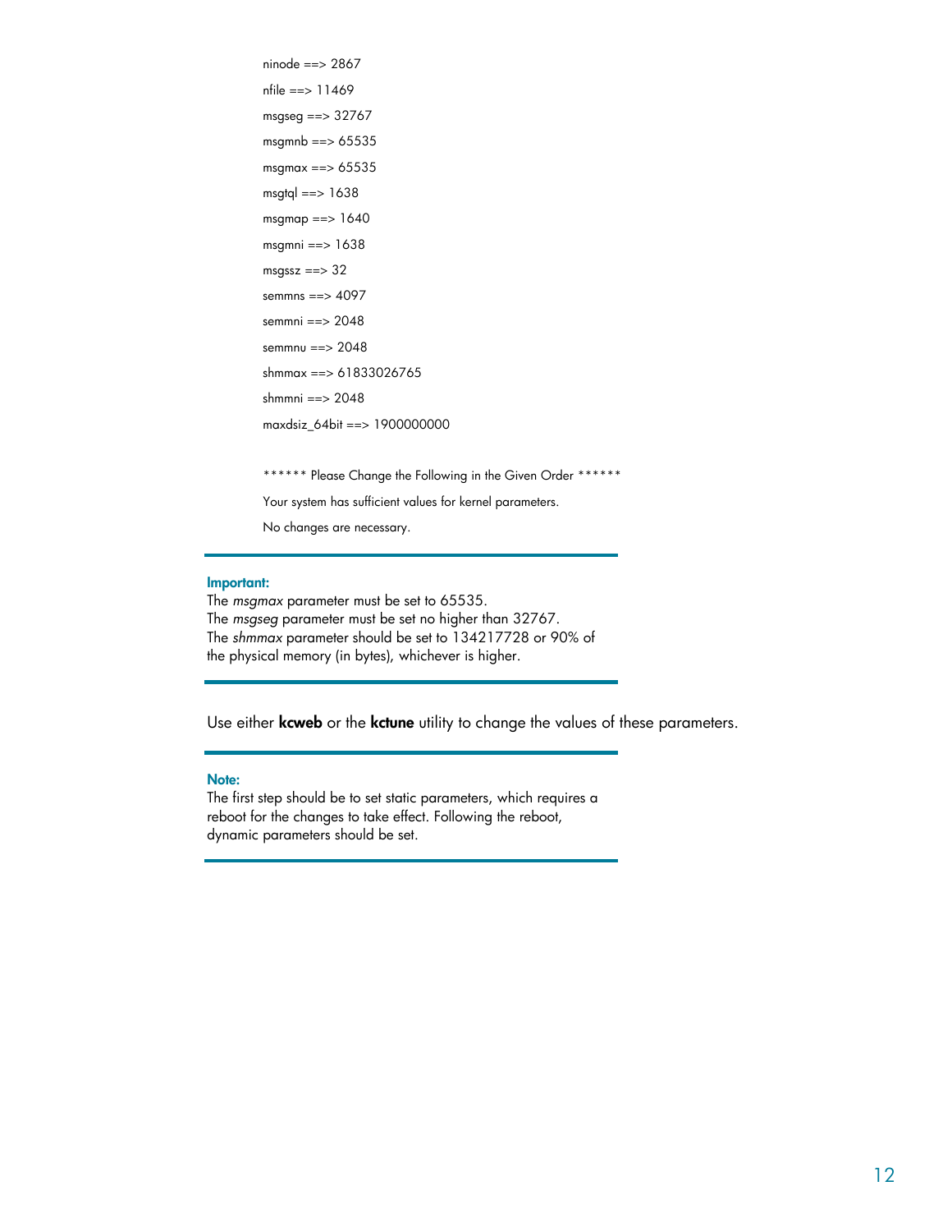```
ninode ==> 2867

nfile ==> 11469

msgseg ==> 32767

msgmnb ==> 65535

msgmax ==> 65535

msgtql ==> 1638

msgmap ==> 1640

msgmni ==> 1638

msgssz ==> 32

semmns ==> 4097

semmni ==> 2048

semmnu ==> 2048

shmmax ==> 61833026765

shmmni ==> 2048

maxdsiz_64bit ==> 1900000000


****** Please Change the Following in the Given Order ******

Your system has sufficient values for kernel parameters.

No changes are necessary.
```

---

**Important:**
The *msgmax* parameter must be set to 65535.
The *msgseg* parameter must be set no higher than 32767.
The *shmmax* parameter should be set to 134217728 or 90% of the physical memory (in bytes), whichever is higher.

---

Use either **kcweb** or the **kctune** utility to change the values of these parameters.

---

**Note:**
The first step should be to set static parameters, which requires a reboot for the changes to take effect. Following the reboot, dynamic parameters should be set.

---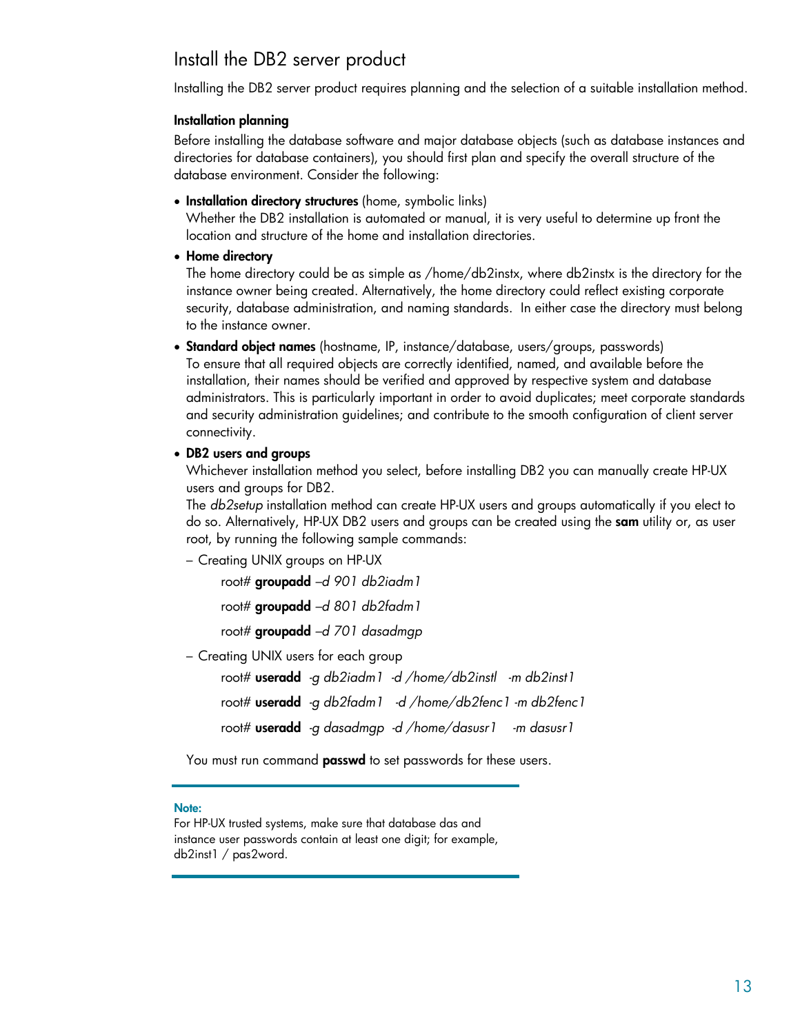## Install the DB2 server product

Installing the DB2 server product requires planning and the selection of a suitable installation method.

### Installation planning

Before installing the database software and major database objects (such as database instances and directories for database containers), you should first plan and specify the overall structure of the database environment. Consider the following:

- **Installation directory structures** (home, symbolic links)
  Whether the DB2 installation is automated or manual, it is very useful to determine up front the location and structure of the home and installation directories.
- **Home directory**
  The home directory could be as simple as /home/db2instx, where db2instx is the directory for the instance owner being created. Alternatively, the home directory could reflect existing corporate security, database administration, and naming standards. In either case the directory must belong to the instance owner.
- **Standard object names** (hostname, IP, instance/database, users/groups, passwords)
  To ensure that all required objects are correctly identified, named, and available before the installation, their names should be verified and approved by respective system and database administrators. This is particularly important in order to avoid duplicates; meet corporate standards and security administration guidelines; and contribute to the smooth configuration of client server connectivity.
- **DB2 users and groups**
  Whichever installation method you select, before installing DB2 you can manually create HP-UX users and groups for DB2.
  The *db2setup* installation method can create HP-UX users and groups automatically if you elect to do so. Alternatively, HP-UX DB2 users and groups can be created using the **sam** utility or, as user root, by running the following sample commands:
  - Creating UNIX groups on HP-UX

    root# **groupadd** *–d 901 db2iadm1*

    root# **groupadd** *–d 801 db2fadm1*

    root# **groupadd** *–d 701 dasadmgp*

  - Creating UNIX users for each group

    root# **useradd** *-g db2iadm1 -d /home/db2instl -m db2inst1*

    root# **useradd** *-g db2fadm1 -d /home/db2fenc1 -m db2fenc1*

    root# **useradd** *-g dasadmgp -d /home/dasusr1 -m dasusr1*

  You must run command **passwd** to set passwords for these users.

---

**Note:**
For HP-UX trusted systems, make sure that database das and instance user passwords contain at least one digit; for example, db2inst1 / pas2word.

---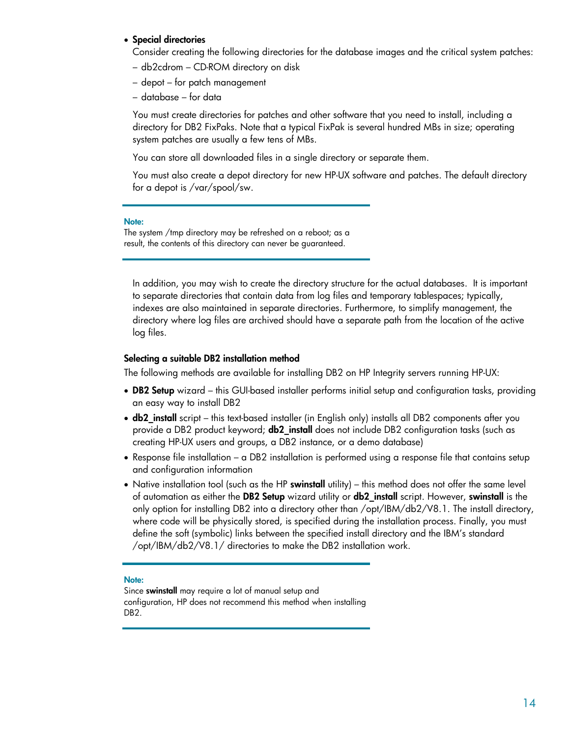- **Special directories**

  Consider creating the following directories for the database images and the critical system patches:

  – db2cdrom – CD-ROM directory on disk

  – depot – for patch management

  – database – for data

  You must create directories for patches and other software that you need to install, including a directory for DB2 FixPaks. Note that a typical FixPak is several hundred MBs in size; operating system patches are usually a few tens of MBs.

  You can store all downloaded files in a single directory or separate them.

  You must also create a depot directory for new HP-UX software and patches. The default directory for a depot is /var/spool/sw.

> **Note:**
> The system /tmp directory may be refreshed on a reboot; as a result, the contents of this directory can never be guaranteed.

  In addition, you may wish to create the directory structure for the actual databases. It is important to separate directories that contain data from log files and temporary tablespaces; typically, indexes are also maintained in separate directories. Furthermore, to simplify management, the directory where log files are archived should have a separate path from the location of the active log files.

#### Selecting a suitable DB2 installation method

The following methods are available for installing DB2 on HP Integrity servers running HP-UX:

- **DB2 Setup** wizard – this GUI-based installer performs initial setup and configuration tasks, providing an easy way to install DB2
- **db2_install** script – this text-based installer (in English only) installs all DB2 components after you provide a DB2 product keyword; **db2_install** does not include DB2 configuration tasks (such as creating HP-UX users and groups, a DB2 instance, or a demo database)
- Response file installation – a DB2 installation is performed using a response file that contains setup and configuration information
- Native installation tool (such as the HP **swinstall** utility) – this method does not offer the same level of automation as either the **DB2 Setup** wizard utility or **db2_install** script. However, **swinstall** is the only option for installing DB2 into a directory other than /opt/IBM/db2/V8.1. The install directory, where code will be physically stored, is specified during the installation process. Finally, you must define the soft (symbolic) links between the specified install directory and the IBM's standard /opt/IBM/db2/V8.1/ directories to make the DB2 installation work.

> **Note:**
> Since **swinstall** may require a lot of manual setup and configuration, HP does not recommend this method when installing DB2.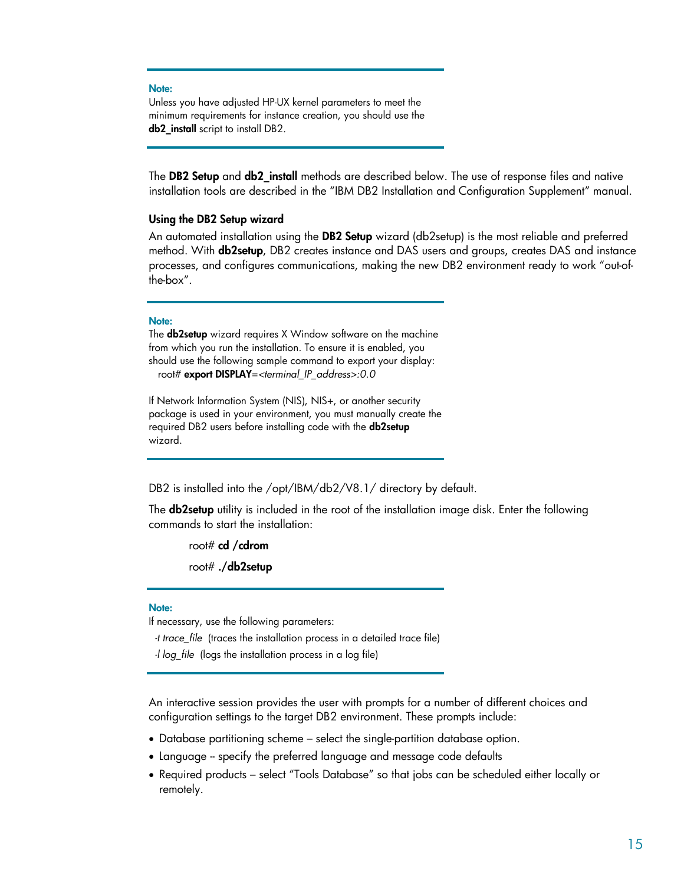**Note:**
Unless you have adjusted HP-UX kernel parameters to meet the minimum requirements for instance creation, you should use the **db2_install** script to install DB2.

The **DB2 Setup** and **db2_install** methods are described below. The use of response files and native installation tools are described in the "IBM DB2 Installation and Configuration Supplement" manual.

### Using the DB2 Setup wizard

An automated installation using the **DB2 Setup** wizard (db2setup) is the most reliable and preferred method. With **db2setup**, DB2 creates instance and DAS users and groups, creates DAS and instance processes, and configures communications, making the new DB2 environment ready to work "out-of-the-box".

**Note:**
The **db2setup** wizard requires X Window software on the machine from which you run the installation. To ensure it is enabled, you should use the following sample command to export your display:
root# **export DISPLAY**=*<terminal_IP_address>:0.0*

If Network Information System (NIS), NIS+, or another security package is used in your environment, you must manually create the required DB2 users before installing code with the **db2setup** wizard.

DB2 is installed into the /opt/IBM/db2/V8.1/ directory by default.

The **db2setup** utility is included in the root of the installation image disk. Enter the following commands to start the installation:

```
root# cd /cdrom
root# ./db2setup
```

**Note:**
If necessary, use the following parameters:
*-t trace_file* (traces the installation process in a detailed trace file)
*-l log_file* (logs the installation process in a log file)

An interactive session provides the user with prompts for a number of different choices and configuration settings to the target DB2 environment. These prompts include:

- Database partitioning scheme – select the single-partition database option.
- Language -- specify the preferred language and message code defaults
- Required products – select "Tools Database" so that jobs can be scheduled either locally or remotely.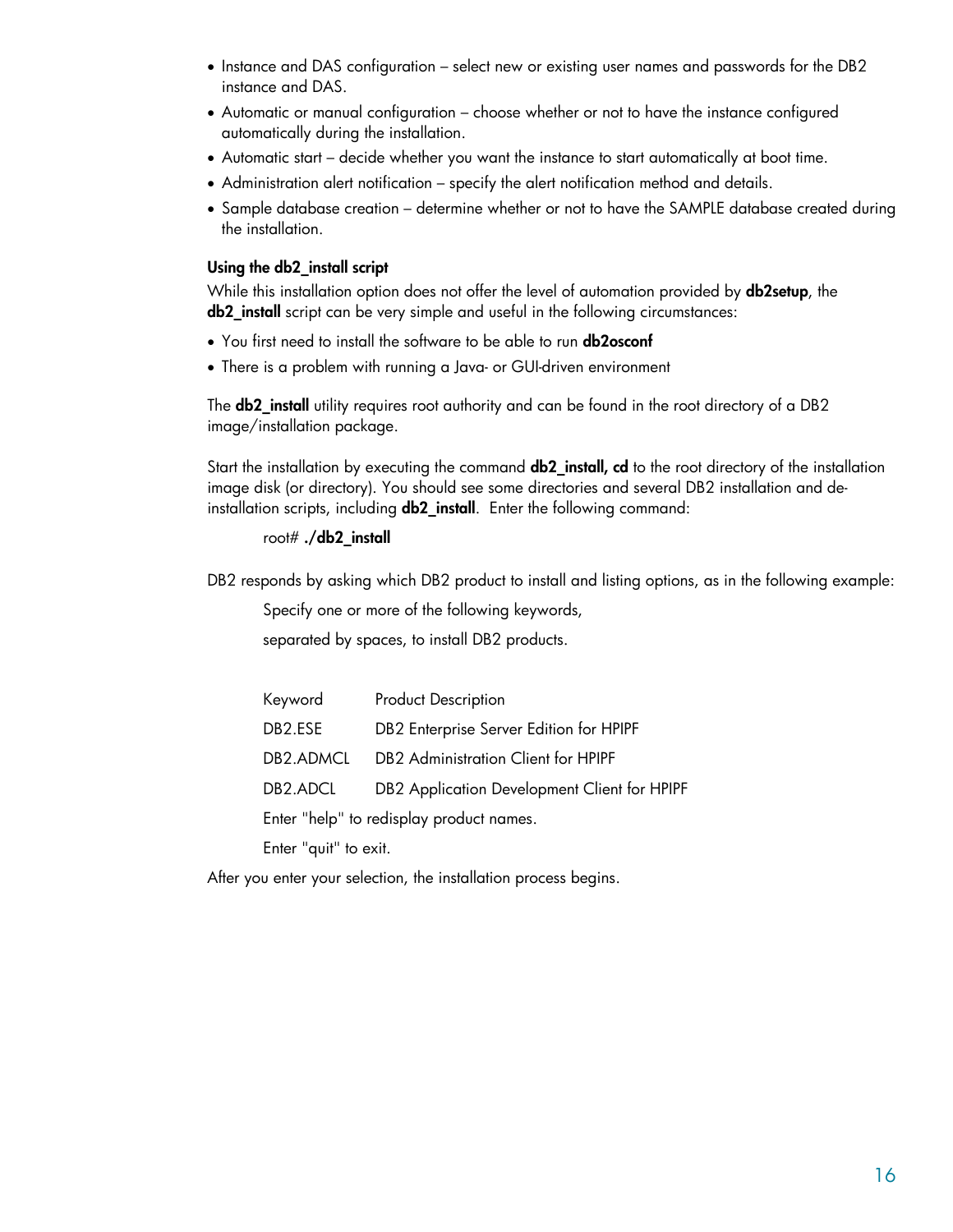- Instance and DAS configuration – select new or existing user names and passwords for the DB2 instance and DAS.
- Automatic or manual configuration – choose whether or not to have the instance configured automatically during the installation.
- Automatic start – decide whether you want the instance to start automatically at boot time.
- Administration alert notification – specify the alert notification method and details.
- Sample database creation – determine whether or not to have the SAMPLE database created during the installation.

**Using the db2_install script**

While this installation option does not offer the level of automation provided by **db2setup**, the **db2_install** script can be very simple and useful in the following circumstances:

- You first need to install the software to be able to run **db2osconf**
- There is a problem with running a Java- or GUI-driven environment

The **db2_install** utility requires root authority and can be found in the root directory of a DB2 image/installation package.

Start the installation by executing the command **db2_install, cd** to the root directory of the installation image disk (or directory). You should see some directories and several DB2 installation and de-installation scripts, including **db2_install**. Enter the following command:

> root# **./db2_install**

DB2 responds by asking which DB2 product to install and listing options, as in the following example:

```
Specify one or more of the following keywords,
separated by spaces, to install DB2 products.

Keyword      Product Description
DB2.ESE      DB2 Enterprise Server Edition for HPIPF
DB2.ADMCL    DB2 Administration Client for HPIPF
DB2.ADCL     DB2 Application Development Client for HPIPF
Enter "help" to redisplay product names.
Enter "quit" to exit.
```

After you enter your selection, the installation process begins.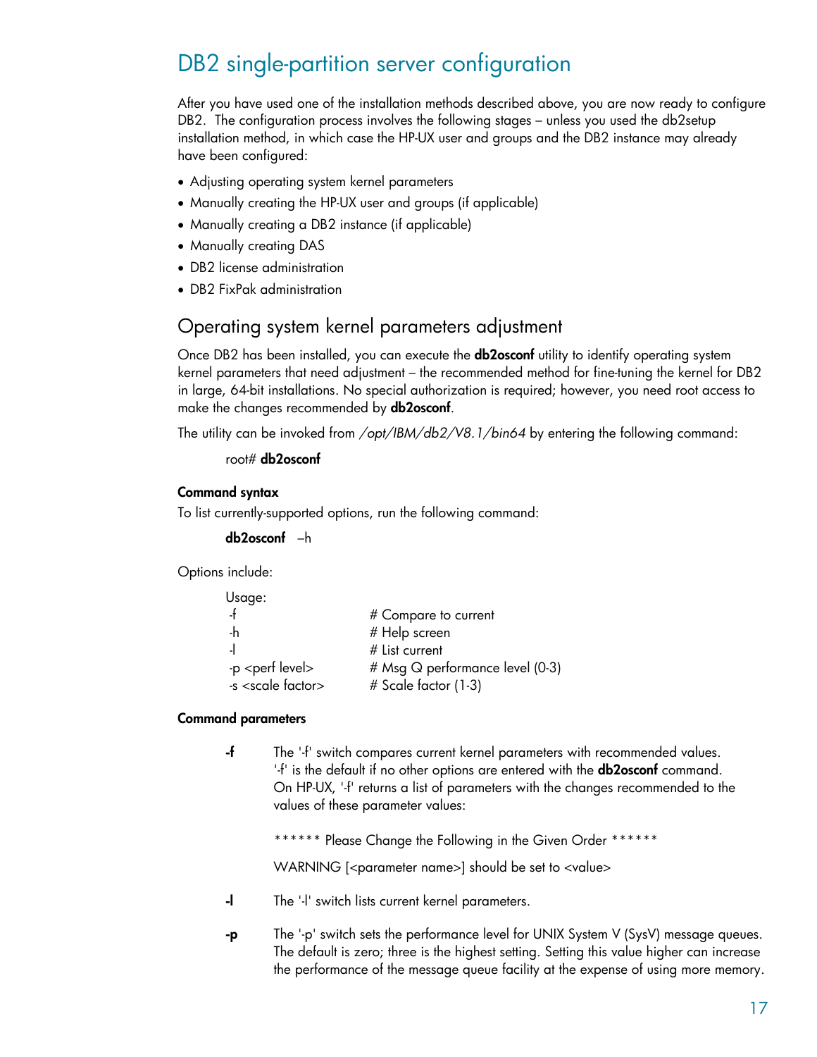## DB2 single-partition server configuration

After you have used one of the installation methods described above, you are now ready to configure DB2. The configuration process involves the following stages – unless you used the db2setup installation method, in which case the HP-UX user and groups and the DB2 instance may already have been configured:

- Adjusting operating system kernel parameters
- Manually creating the HP-UX user and groups (if applicable)
- Manually creating a DB2 instance (if applicable)
- Manually creating DAS
- DB2 license administration
- DB2 FixPak administration

### Operating system kernel parameters adjustment

Once DB2 has been installed, you can execute the **db2osconf** utility to identify operating system kernel parameters that need adjustment – the recommended method for fine-tuning the kernel for DB2 in large, 64-bit installations. No special authorization is required; however, you need root access to make the changes recommended by **db2osconf**.

The utility can be invoked from */opt/IBM/db2/V8.1/bin64* by entering the following command:

root# **db2osconf**

**Command syntax**

To list currently-supported options, run the following command:

**db2osconf** –h

Options include:

```
Usage:
 -f                   # Compare to current
 -h                   # Help screen
 -l                   # List current
 -p <perf level>      # Msg Q performance level (0-3)
 -s <scale factor>    # Scale factor (1-3)
```

**Command parameters**

**-f** The '-f' switch compares current kernel parameters with recommended values. '-f' is the default if no other options are entered with the **db2osconf** command. On HP-UX, '-f' returns a list of parameters with the changes recommended to the values of these parameter values:

****** Please Change the Following in the Given Order ******

WARNING [<parameter name>] should be set to <value>

**-l** The '-l' switch lists current kernel parameters.

**-p** The '-p' switch sets the performance level for UNIX System V (SysV) message queues. The default is zero; three is the highest setting. Setting this value higher can increase the performance of the message queue facility at the expense of using more memory.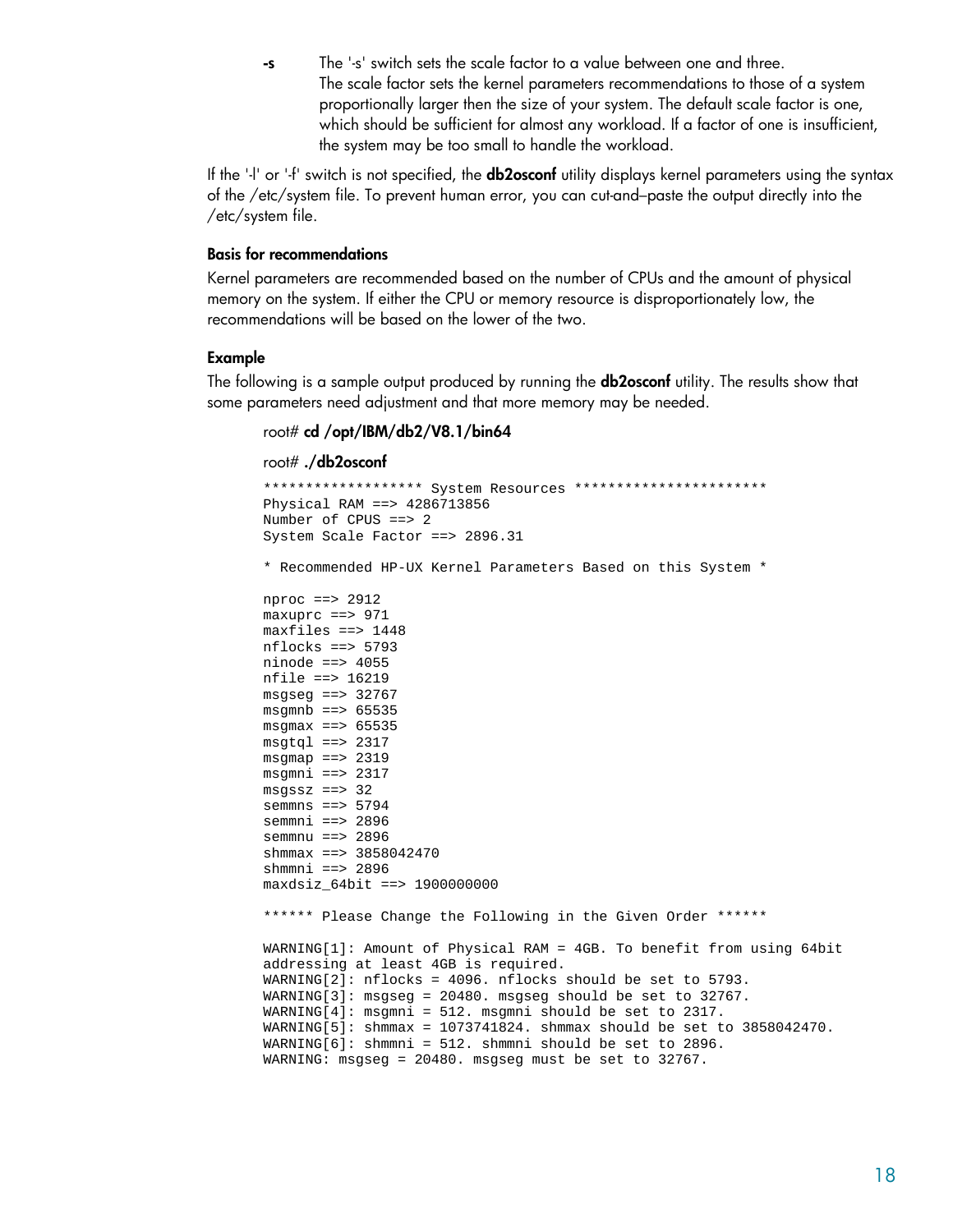**-s** The '-s' switch sets the scale factor to a value between one and three. The scale factor sets the kernel parameters recommendations to those of a system proportionally larger then the size of your system. The default scale factor is one, which should be sufficient for almost any workload. If a factor of one is insufficient, the system may be too small to handle the workload.

If the '-l' or '-f' switch is not specified, the **db2osconf** utility displays kernel parameters using the syntax of the /etc/system file. To prevent human error, you can cut-and–paste the output directly into the /etc/system file.

### Basis for recommendations

Kernel parameters are recommended based on the number of CPUs and the amount of physical memory on the system. If either the CPU or memory resource is disproportionately low, the recommendations will be based on the lower of the two.

### Example

The following is a sample output produced by running the **db2osconf** utility. The results show that some parameters need adjustment and that more memory may be needed.

root# **cd /opt/IBM/db2/V8.1/bin64**

root# **./db2osconf**

```
******************* System Resources ***********************
Physical RAM ==> 4286713856
Number of CPUS ==> 2
System Scale Factor ==> 2896.31

* Recommended HP-UX Kernel Parameters Based on this System *

nproc ==> 2912
maxuprc ==> 971
maxfiles ==> 1448
nflocks ==> 5793
ninode ==> 4055
nfile ==> 16219
msgseg ==> 32767
msgmnb ==> 65535
msgmax ==> 65535
msgtql ==> 2317
msgmap ==> 2319
msgmni ==> 2317
msgssz ==> 32
semmns ==> 5794
semmni ==> 2896
semmnu ==> 2896
shmmax ==> 3858042470
shmmni ==> 2896
maxdsiz_64bit ==> 1900000000

****** Please Change the Following in the Given Order ******

WARNING[1]: Amount of Physical RAM = 4GB. To benefit from using 64bit
addressing at least 4GB is required.
WARNING[2]: nflocks = 4096. nflocks should be set to 5793.
WARNING[3]: msgseg = 20480. msgseg should be set to 32767.
WARNING[4]: msgmni = 512. msgmni should be set to 2317.
WARNING[5]: shmmax = 1073741824. shmmax should be set to 3858042470.
WARNING[6]: shmmni = 512. shmmni should be set to 2896.
WARNING: msgseg = 20480. msgseg must be set to 32767.
```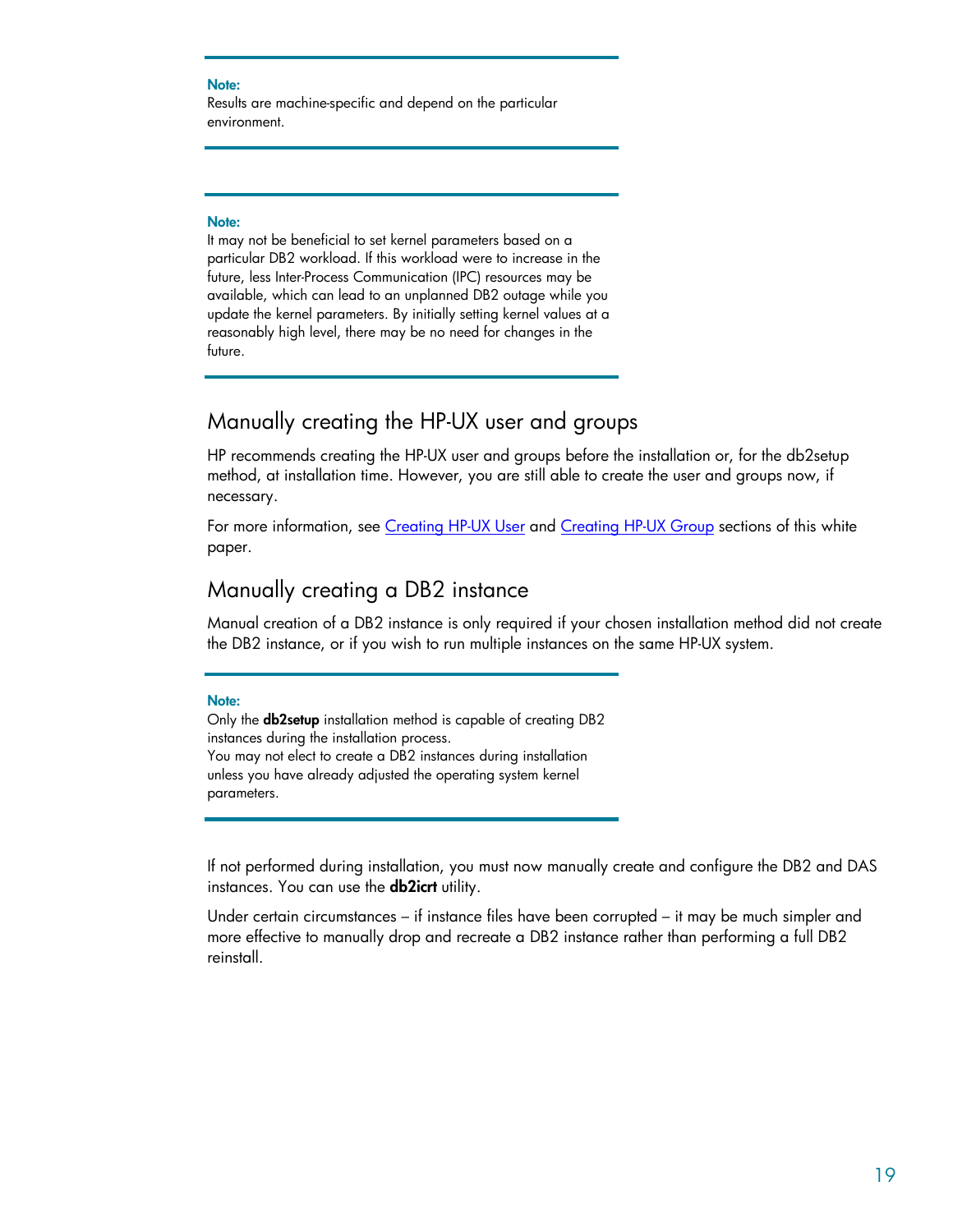> **Note:**
> Results are machine-specific and depend on the particular environment.

> **Note:**
> It may not be beneficial to set kernel parameters based on a particular DB2 workload. If this workload were to increase in the future, less Inter-Process Communication (IPC) resources may be available, which can lead to an unplanned DB2 outage while you update the kernel parameters. By initially setting kernel values at a reasonably high level, there may be no need for changes in the future.

## Manually creating the HP-UX user and groups

HP recommends creating the HP-UX user and groups before the installation or, for the db2setup method, at installation time. However, you are still able to create the user and groups now, if necessary.

For more information, see Creating HP-UX User and Creating HP-UX Group sections of this white paper.

## Manually creating a DB2 instance

Manual creation of a DB2 instance is only required if your chosen installation method did not create the DB2 instance, or if you wish to run multiple instances on the same HP-UX system.

> **Note:**
> Only the **db2setup** installation method is capable of creating DB2 instances during the installation process.
> You may not elect to create a DB2 instances during installation unless you have already adjusted the operating system kernel parameters.

If not performed during installation, you must now manually create and configure the DB2 and DAS instances. You can use the **db2icrt** utility.

Under certain circumstances – if instance files have been corrupted – it may be much simpler and more effective to manually drop and recreate a DB2 instance rather than performing a full DB2 reinstall.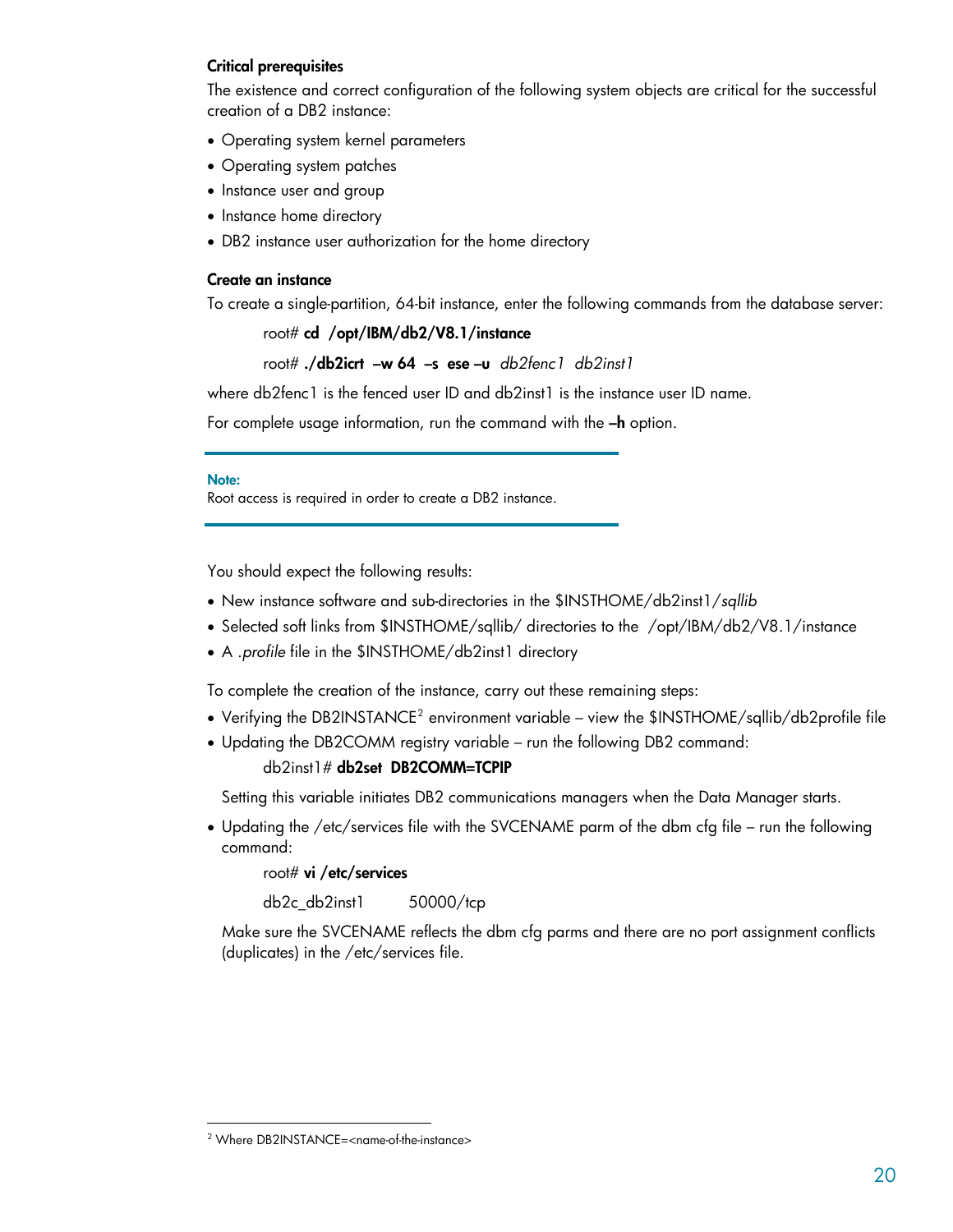**Critical prerequisites**

The existence and correct configuration of the following system objects are critical for the successful creation of a DB2 instance:

- Operating system kernel parameters
- Operating system patches
- Instance user and group
- Instance home directory
- DB2 instance user authorization for the home directory

**Create an instance**

To create a single-partition, 64-bit instance, enter the following commands from the database server:

root# **cd /opt/IBM/db2/V8.1/instance**

root# **./db2icrt –w 64 –s ese –u** *db2fenc1 db2inst1*

where db2fenc1 is the fenced user ID and db2inst1 is the instance user ID name.

For complete usage information, run the command with the **–h** option.

> **Note:**
> Root access is required in order to create a DB2 instance.

You should expect the following results:

- New instance software and sub-directories in the $INSTHOME/db2inst1/*sqllib*
- Selected soft links from $INSTHOME/sqllib/ directories to the /opt/IBM/db2/V8.1/instance
- A *.profile* file in the $INSTHOME/db2inst1 directory

To complete the creation of the instance, carry out these remaining steps:

- Verifying the DB2INSTANCE[2] environment variable – view the $INSTHOME/sqllib/db2profile file
- Updating the DB2COMM registry variable – run the following DB2 command:

  db2inst1# **db2set DB2COMM=TCPIP**

  Setting this variable initiates DB2 communications managers when the Data Manager starts.

- Updating the /etc/services file with the SVCENAME parm of the dbm cfg file – run the following command:

  root# **vi /etc/services**

  db2c_db2inst1        50000/tcp

  Make sure the SVCENAME reflects the dbm cfg parms and there are no port assignment conflicts (duplicates) in the /etc/services file.

[2] Where DB2INSTANCE=<name-of-the-instance>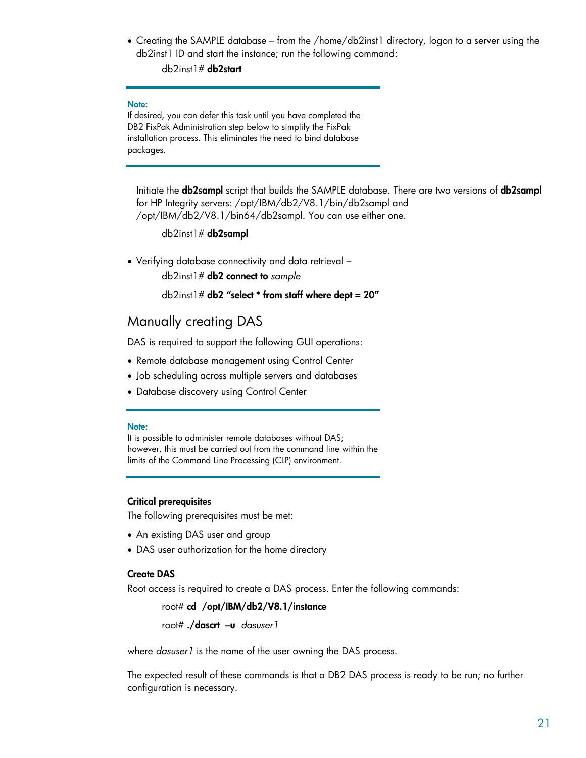- Creating the SAMPLE database – from the /home/db2inst1 directory, logon to a server using the db2inst1 ID and start the instance; run the following command:

  db2inst1# **db2start**

> **Note:**
> If desired, you can defer this task until you have completed the DB2 FixPak Administration step below to simplify the FixPak installation process. This eliminates the need to bind database packages.

  Initiate the **db2sampl** script that builds the SAMPLE database. There are two versions of **db2sampl** for HP Integrity servers: /opt/IBM/db2/V8.1/bin/db2sampl and /opt/IBM/db2/V8.1/bin64/db2sampl. You can use either one.

  db2inst1# **db2sampl**

- Verifying database connectivity and data retrieval –

  db2inst1# **db2 connect to** *sample*

  db2inst1# **db2 "select * from staff where dept = 20"**

## Manually creating DAS

DAS is required to support the following GUI operations:

- Remote database management using Control Center
- Job scheduling across multiple servers and databases
- Database discovery using Control Center

> **Note:**
> It is possible to administer remote databases without DAS; however, this must be carried out from the command line within the limits of the Command Line Processing (CLP) environment.

### Critical prerequisites

The following prerequisites must be met:

- An existing DAS user and group
- DAS user authorization for the home directory

### Create DAS

Root access is required to create a DAS process. Enter the following commands:

  root# **cd /opt/IBM/db2/V8.1/instance**

  root# **./dascrt –u** *dasuser1*

where *dasuser1* is the name of the user owning the DAS process.

The expected result of these commands is that a DB2 DAS process is ready to be run; no further configuration is necessary.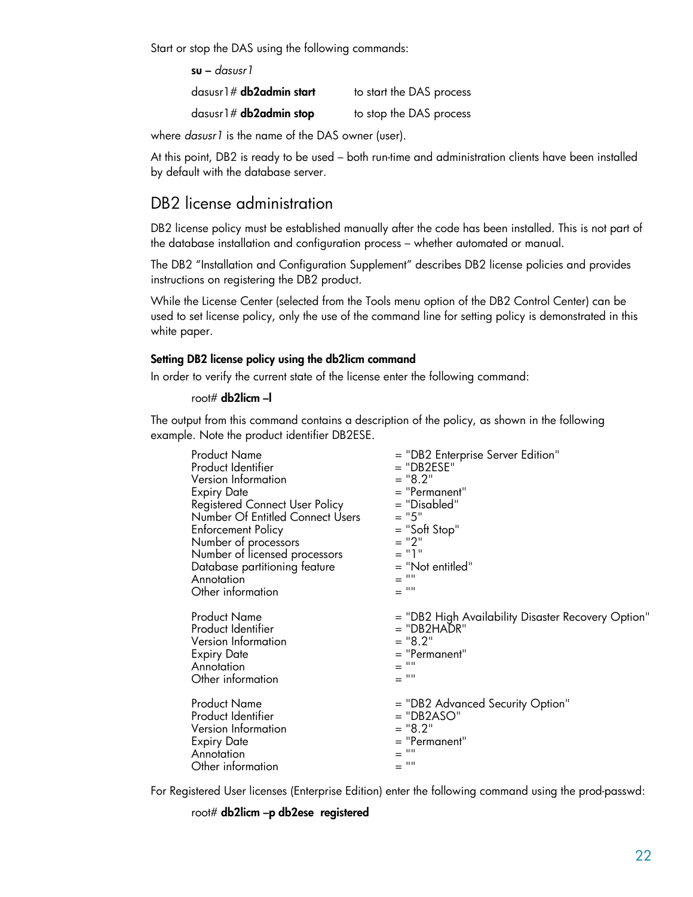Start or stop the DAS using the following commands:

**su –** *dasusr1*

dasusr1# **db2admin start** to start the DAS process

dasusr1# **db2admin stop** to stop the DAS process

where *dasusr1* is the name of the DAS owner (user).

At this point, DB2 is ready to be used – both run-time and administration clients have been installed by default with the database server.

## DB2 license administration

DB2 license policy must be established manually after the code has been installed. This is not part of the database installation and configuration process – whether automated or manual.

The DB2 "Installation and Configuration Supplement" describes DB2 license policies and provides instructions on registering the DB2 product.

While the License Center (selected from the Tools menu option of the DB2 Control Center) can be used to set license policy, only the use of the command line for setting policy is demonstrated in this white paper.

### Setting DB2 license policy using the db2licm command

In order to verify the current state of the license enter the following command:

root# **db2licm –l**

The output from this command contains a description of the policy, as shown in the following example. Note the product identifier DB2ESE.

```
Product Name                      = "DB2 Enterprise Server Edition"
Product Identifier                = "DB2ESE"
Version Information               = "8.2"
Expiry Date                       = "Permanent"
Registered Connect User Policy    = "Disabled"
Number Of Entitled Connect Users  = "5"
Enforcement Policy                = "Soft Stop"
Number of processors              = "2"
Number of licensed processors     = "1"
Database partitioning feature     = "Not entitled"
Annotation                        = ""
Other information                 = ""

Product Name                      = "DB2 High Availability Disaster Recovery Option"
Product Identifier                = "DB2HADR"
Version Information               = "8.2"
Expiry Date                       = "Permanent"
Annotation                        = ""
Other information                 = ""

Product Name                      = "DB2 Advanced Security Option"
Product Identifier                = "DB2ASO"
Version Information               = "8.2"
Expiry Date                       = "Permanent"
Annotation                        = ""
Other information                 = ""
```

For Registered User licenses (Enterprise Edition) enter the following command using the prod-passwd:

root# **db2licm –p db2ese registered**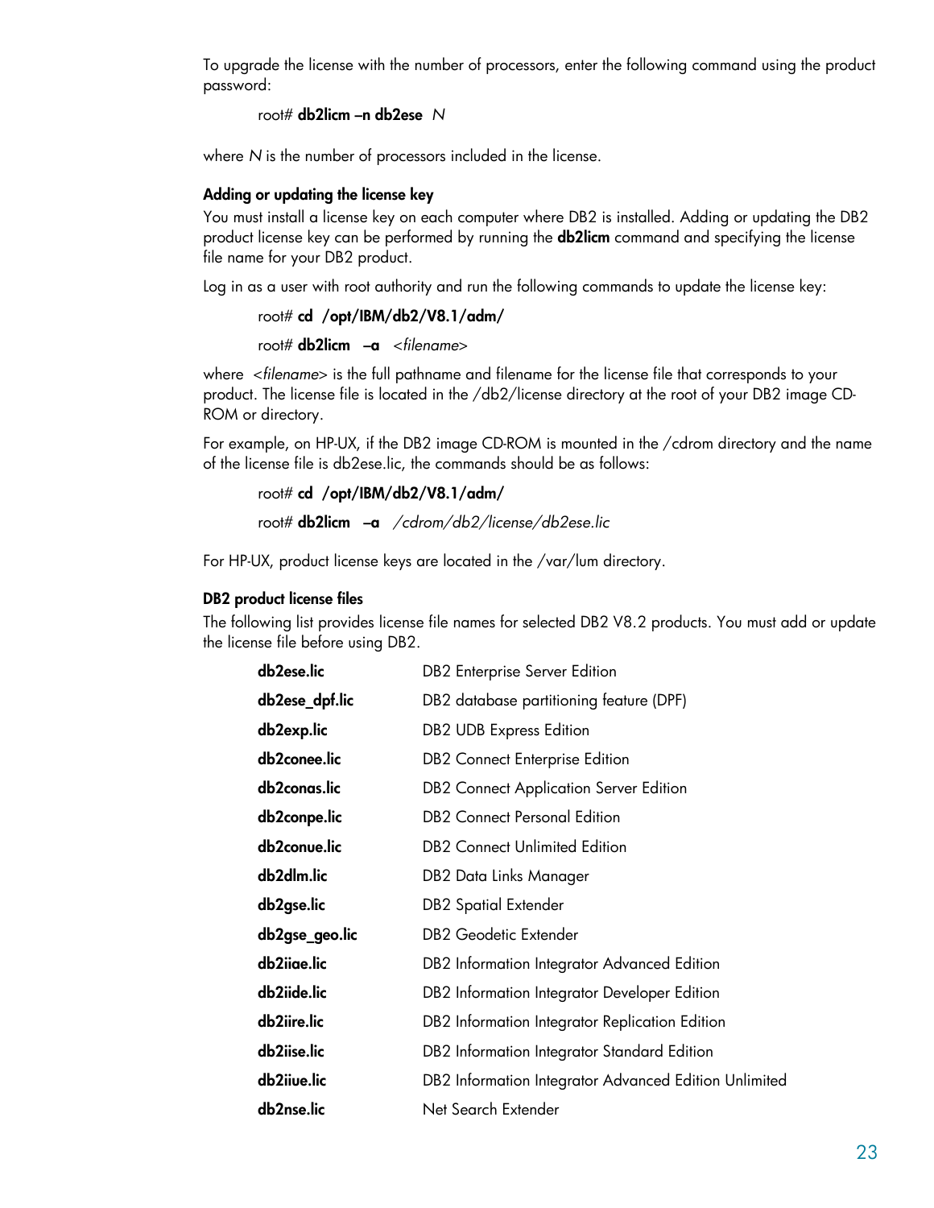To upgrade the license with the number of processors, enter the following command using the product password:

root# **db2licm –n db2ese** *N*

where *N* is the number of processors included in the license.

### Adding or updating the license key

You must install a license key on each computer where DB2 is installed. Adding or updating the DB2 product license key can be performed by running the **db2licm** command and specifying the license file name for your DB2 product.

Log in as a user with root authority and run the following commands to update the license key:

root# **cd /opt/IBM/db2/V8.1/adm/**

root# **db2licm –a** *<filename>*

where *<filename>* is the full pathname and filename for the license file that corresponds to your product. The license file is located in the /db2/license directory at the root of your DB2 image CD-ROM or directory.

For example, on HP-UX, if the DB2 image CD-ROM is mounted in the /cdrom directory and the name of the license file is db2ese.lic, the commands should be as follows:

root# **cd /opt/IBM/db2/V8.1/adm/**

root# **db2licm –a** */cdrom/db2/license/db2ese.lic*

For HP-UX, product license keys are located in the /var/lum directory.

### DB2 product license files

The following list provides license file names for selected DB2 V8.2 products. You must add or update the license file before using DB2.

| | |
|---|---|
| **db2ese.lic** | DB2 Enterprise Server Edition |
| **db2ese_dpf.lic** | DB2 database partitioning feature (DPF) |
| **db2exp.lic** | DB2 UDB Express Edition |
| **db2conee.lic** | DB2 Connect Enterprise Edition |
| **db2conas.lic** | DB2 Connect Application Server Edition |
| **db2conpe.lic** | DB2 Connect Personal Edition |
| **db2conue.lic** | DB2 Connect Unlimited Edition |
| **db2dlm.lic** | DB2 Data Links Manager |
| **db2gse.lic** | DB2 Spatial Extender |
| **db2gse_geo.lic** | DB2 Geodetic Extender |
| **db2iiae.lic** | DB2 Information Integrator Advanced Edition |
| **db2iide.lic** | DB2 Information Integrator Developer Edition |
| **db2iire.lic** | DB2 Information Integrator Replication Edition |
| **db2iise.lic** | DB2 Information Integrator Standard Edition |
| **db2iiue.lic** | DB2 Information Integrator Advanced Edition Unlimited |
| **db2nse.lic** | Net Search Extender |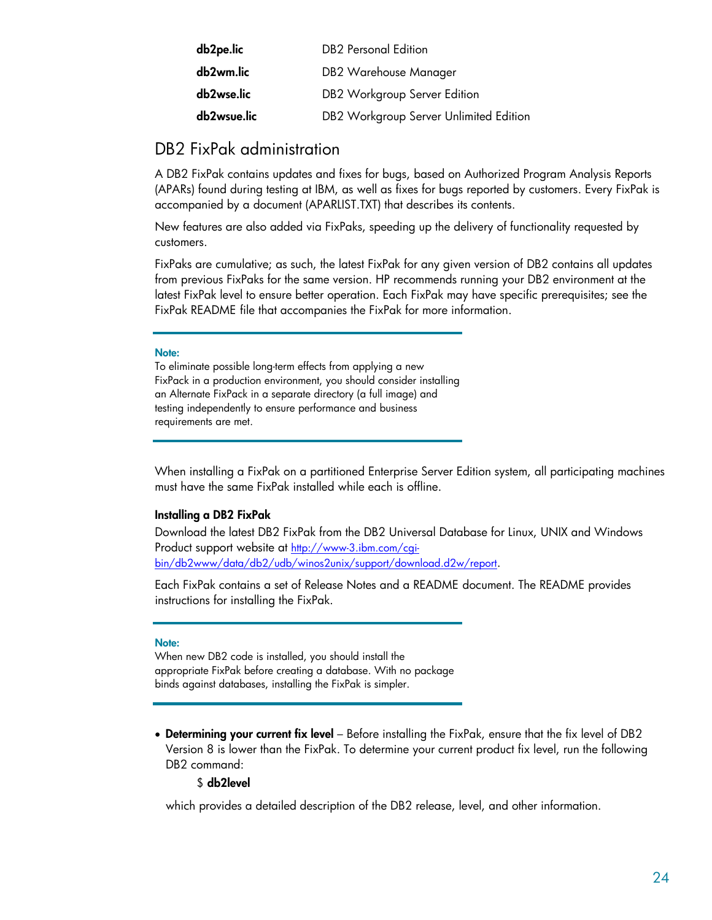| | |
|---|---|
| **db2pe.lic** | DB2 Personal Edition |
| **db2wm.lic** | DB2 Warehouse Manager |
| **db2wse.lic** | DB2 Workgroup Server Edition |
| **db2wsue.lic** | DB2 Workgroup Server Unlimited Edition |

## DB2 FixPak administration

A DB2 FixPak contains updates and fixes for bugs, based on Authorized Program Analysis Reports (APARs) found during testing at IBM, as well as fixes for bugs reported by customers. Every FixPak is accompanied by a document (APARLIST.TXT) that describes its contents.

New features are also added via FixPaks, speeding up the delivery of functionality requested by customers.

FixPaks are cumulative; as such, the latest FixPak for any given version of DB2 contains all updates from previous FixPaks for the same version. HP recommends running your DB2 environment at the latest FixPak level to ensure better operation. Each FixPak may have specific prerequisites; see the FixPak README file that accompanies the FixPak for more information.

**Note:**
To eliminate possible long-term effects from applying a new FixPack in a production environment, you should consider installing an Alternate FixPack in a separate directory (a full image) and testing independently to ensure performance and business requirements are met.

When installing a FixPak on a partitioned Enterprise Server Edition system, all participating machines must have the same FixPak installed while each is offline.

#### Installing a DB2 FixPak

Download the latest DB2 FixPak from the DB2 Universal Database for Linux, UNIX and Windows Product support website at http://www-3.ibm.com/cgi-bin/db2www/data/db2/udb/winos2unix/support/download.d2w/report.

Each FixPak contains a set of Release Notes and a README document. The README provides instructions for installing the FixPak.

**Note:**
When new DB2 code is installed, you should install the appropriate FixPak before creating a database. With no package binds against databases, installing the FixPak is simpler.

- **Determining your current fix level** – Before installing the FixPak, ensure that the fix level of DB2 Version 8 is lower than the FixPak. To determine your current product fix level, run the following DB2 command:

  $ **db2level**

  which provides a detailed description of the DB2 release, level, and other information.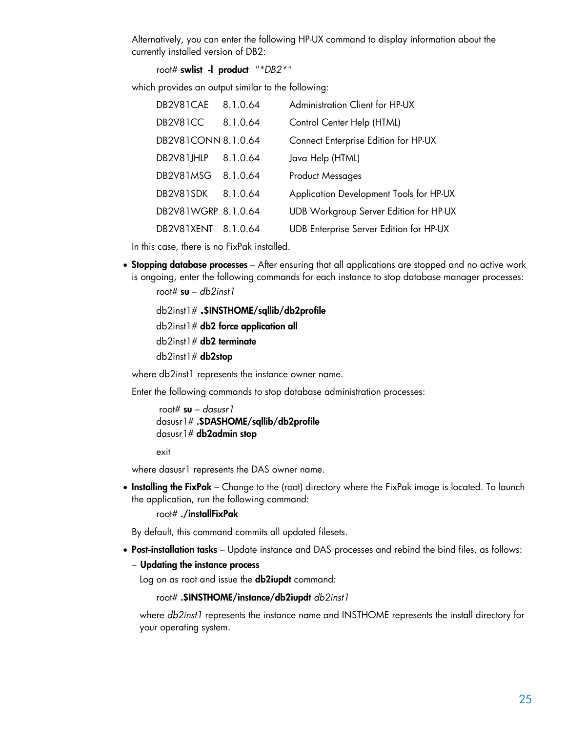Alternatively, you can enter the following HP-UX command to display information about the currently installed version of DB2:

root# **swlist -l product** *"*DB2*"*

which provides an output similar to the following:

| | | |
|---|---|---|
| DB2V81CAE | 8.1.0.64 | Administration Client for HP-UX |
| DB2V81CC | 8.1.0.64 | Control Center Help (HTML) |
| DB2V81CONN | 8.1.0.64 | Connect Enterprise Edition for HP-UX |
| DB2V81JHLP | 8.1.0.64 | Java Help (HTML) |
| DB2V81MSG | 8.1.0.64 | Product Messages |
| DB2V81SDK | 8.1.0.64 | Application Development Tools for HP-UX |
| DB2V81WGRP | 8.1.0.64 | UDB Workgroup Server Edition for HP-UX |
| DB2V81XENT | 8.1.0.64 | UDB Enterprise Server Edition for HP-UX |

In this case, there is no FixPak installed.

- **Stopping database processes** – After ensuring that all applications are stopped and no active work is ongoing, enter the following commands for each instance to stop database manager processes:

  root# **su** – *db2inst1*

  db2inst1# **.$INSTHOME/sqllib/db2profile**

  db2inst1# **db2 force application all**

  db2inst1# **db2 terminate**

  db2inst1# **db2stop**

  where db2inst1 represents the instance owner name.

  Enter the following commands to stop database administration processes:

  root# **su** – *dasusr1*
  dasusr1# **.$DASHOME/sqllib/db2profile**
  dasusr1# **db2admin stop**

  exit

  where dasusr1 represents the DAS owner name.

- **Installing the FixPak** – Change to the (root) directory where the FixPak image is located. To launch the application, run the following command:

  root# **./installFixPak**

  By default, this command commits all updated filesets.

- **Post-installation tasks** – Update instance and DAS processes and rebind the bind files, as follows:

  – **Updating the instance process**

  Log on as root and issue the **db2iupdt** command:

  root# **.$INSTHOME/instance/db2iupdt** *db2inst1*

  where *db2inst1* represents the instance name and INSTHOME represents the install directory for your operating system.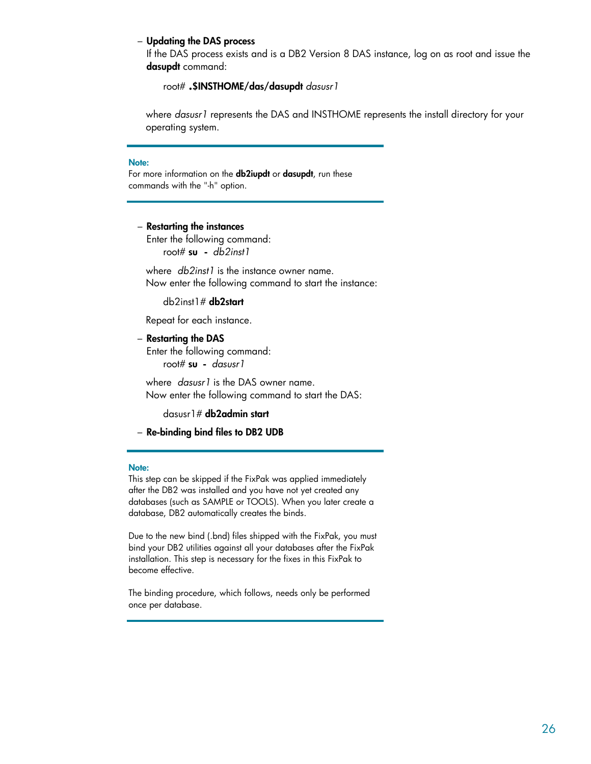- **Updating the DAS process**

  If the DAS process exists and is a DB2 Version 8 DAS instance, log on as root and issue the **dasupdt** command:

  root# **.$INSTHOME/das/dasupdt** *dasusr1*

  where *dasusr1* represents the DAS and INSTHOME represents the install directory for your operating system.

---

**Note:**
For more information on the **db2iupdt** or **dasupdt**, run these commands with the "-h" option.

---

- **Restarting the instances**

  Enter the following command:

  root# **su -** *db2inst1*

  where *db2inst1* is the instance owner name.
  Now enter the following command to start the instance:

  db2inst1# **db2start**

  Repeat for each instance.

- **Restarting the DAS**

  Enter the following command:

  root# **su -** *dasusr1*

  where *dasusr1* is the DAS owner name.
  Now enter the following command to start the DAS:

  dasusr1# **db2admin start**

- **Re-binding bind files to DB2 UDB**

---

**Note:**
This step can be skipped if the FixPak was applied immediately after the DB2 was installed and you have not yet created any databases (such as SAMPLE or TOOLS). When you later create a database, DB2 automatically creates the binds.

Due to the new bind (.bnd) files shipped with the FixPak, you must bind your DB2 utilities against all your databases after the FixPak installation. This step is necessary for the fixes in this FixPak to become effective.

The binding procedure, which follows, needs only be performed once per database.

---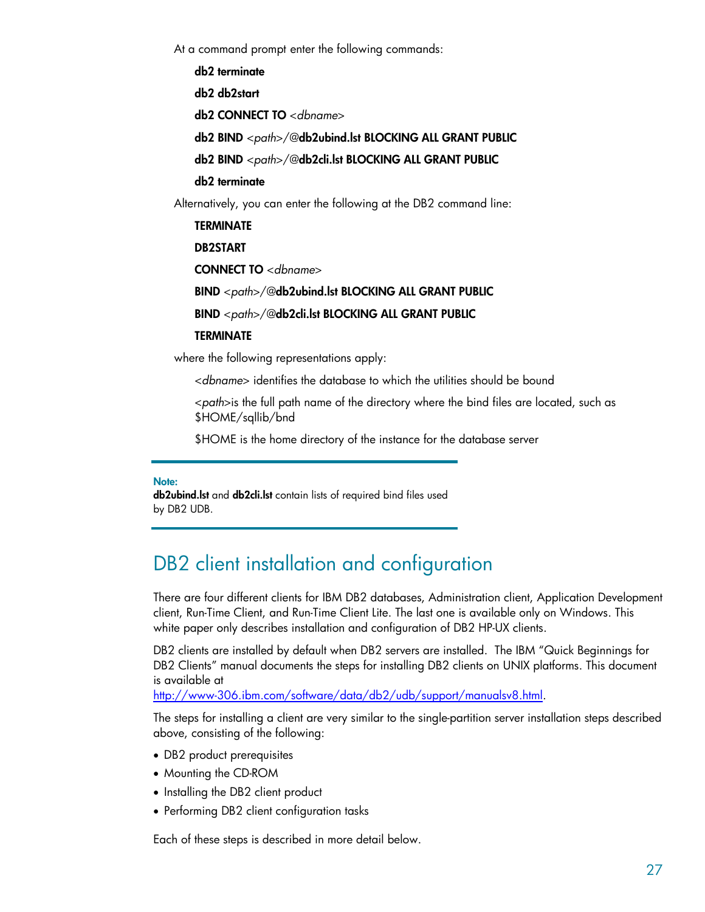At a command prompt enter the following commands:

**db2 terminate**

**db2 db2start**

**db2 CONNECT TO** *<dbname>*

**db2 BIND** *<path>*/@**db2ubind.lst BLOCKING ALL GRANT PUBLIC**

**db2 BIND** *<path>*/@**db2cli.lst BLOCKING ALL GRANT PUBLIC**

**db2 terminate**

Alternatively, you can enter the following at the DB2 command line:

**TERMINATE**

**DB2START**

**CONNECT TO** *<dbname>*

**BIND** *<path>*/@**db2ubind.lst BLOCKING ALL GRANT PUBLIC**

**BIND** *<path>*/@**db2cli.lst BLOCKING ALL GRANT PUBLIC**

**TERMINATE**

where the following representations apply:

*<dbname>* identifies the database to which the utilities should be bound

*<path>*is the full path name of the directory where the bind files are located, such as $HOME/sqllib/bnd

$HOME is the home directory of the instance for the database server

---

**Note:**
**db2ubind.lst** and **db2cli.lst** contain lists of required bind files used by DB2 UDB.

---

## DB2 client installation and configuration

There are four different clients for IBM DB2 databases, Administration client, Application Development client, Run-Time Client, and Run-Time Client Lite. The last one is available only on Windows. This white paper only describes installation and configuration of DB2 HP-UX clients.

DB2 clients are installed by default when DB2 servers are installed. The IBM "Quick Beginnings for DB2 Clients" manual documents the steps for installing DB2 clients on UNIX platforms. This document is available at
http://www-306.ibm.com/software/data/db2/udb/support/manualsv8.html.

The steps for installing a client are very similar to the single-partition server installation steps described above, consisting of the following:

- DB2 product prerequisites
- Mounting the CD-ROM
- Installing the DB2 client product
- Performing DB2 client configuration tasks

Each of these steps is described in more detail below.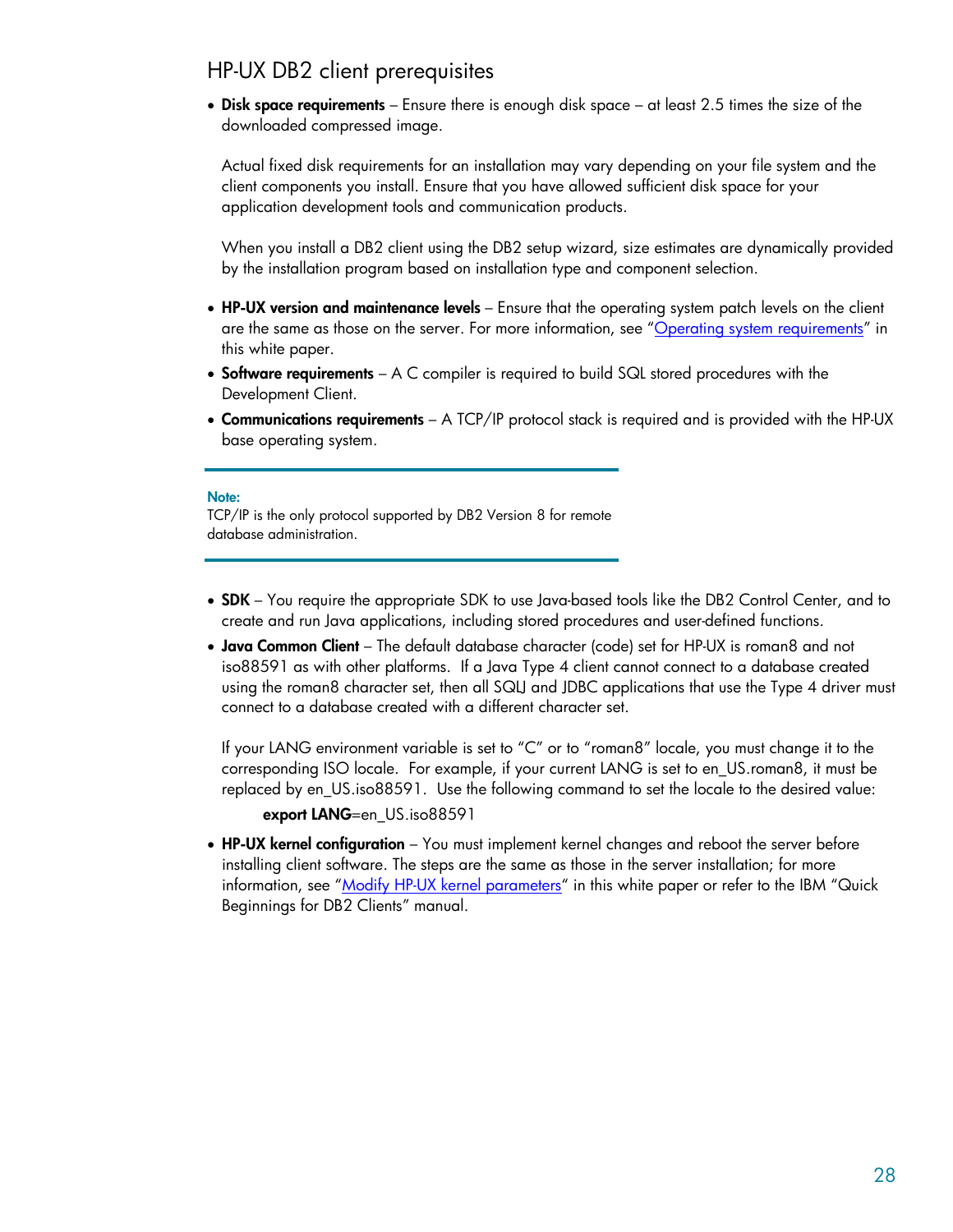## HP-UX DB2 client prerequisites

- **Disk space requirements** – Ensure there is enough disk space – at least 2.5 times the size of the downloaded compressed image.

  Actual fixed disk requirements for an installation may vary depending on your file system and the client components you install. Ensure that you have allowed sufficient disk space for your application development tools and communication products.

  When you install a DB2 client using the DB2 setup wizard, size estimates are dynamically provided by the installation program based on installation type and component selection.

- **HP-UX version and maintenance levels** – Ensure that the operating system patch levels on the client are the same as those on the server. For more information, see "Operating system requirements" in this white paper.
- **Software requirements** – A C compiler is required to build SQL stored procedures with the Development Client.
- **Communications requirements** – A TCP/IP protocol stack is required and is provided with the HP-UX base operating system.

> **Note:**
> TCP/IP is the only protocol supported by DB2 Version 8 for remote database administration.

- **SDK** – You require the appropriate SDK to use Java-based tools like the DB2 Control Center, and to create and run Java applications, including stored procedures and user-defined functions.
- **Java Common Client** – The default database character (code) set for HP-UX is roman8 and not iso88591 as with other platforms. If a Java Type 4 client cannot connect to a database created using the roman8 character set, then all SQLJ and JDBC applications that use the Type 4 driver must connect to a database created with a different character set.

  If your LANG environment variable is set to "C" or to "roman8" locale, you must change it to the corresponding ISO locale. For example, if your current LANG is set to en_US.roman8, it must be replaced by en_US.iso88591. Use the following command to set the locale to the desired value:

  **export LANG**=en_US.iso88591

- **HP-UX kernel configuration** – You must implement kernel changes and reboot the server before installing client software. The steps are the same as those in the server installation; for more information, see "Modify HP-UX kernel parameters" in this white paper or refer to the IBM "Quick Beginnings for DB2 Clients" manual.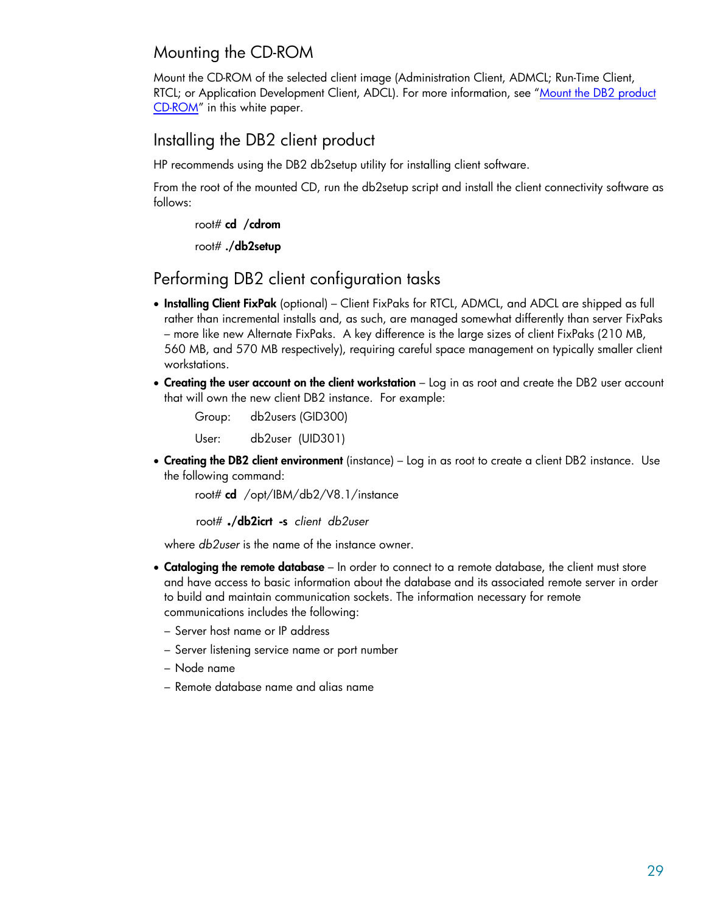## Mounting the CD-ROM

Mount the CD-ROM of the selected client image (Administration Client, ADMCL; Run-Time Client, RTCL; or Application Development Client, ADCL). For more information, see "Mount the DB2 product CD-ROM" in this white paper.

## Installing the DB2 client product

HP recommends using the DB2 db2setup utility for installing client software.

From the root of the mounted CD, run the db2setup script and install the client connectivity software as follows:

root# **cd /cdrom**

root# **./db2setup**

## Performing DB2 client configuration tasks

- **Installing Client FixPak** (optional) – Client FixPaks for RTCL, ADMCL, and ADCL are shipped as full rather than incremental installs and, as such, are managed somewhat differently than server FixPaks – more like new Alternate FixPaks. A key difference is the large sizes of client FixPaks (210 MB, 560 MB, and 570 MB respectively), requiring careful space management on typically smaller client workstations.
- **Creating the user account on the client workstation** – Log in as root and create the DB2 user account that will own the new client DB2 instance. For example:

  Group: db2users (GID300)

  User: db2user (UID301)

- **Creating the DB2 client environment** (instance) – Log in as root to create a client DB2 instance. Use the following command:

  root# **cd** /opt/IBM/db2/V8.1/instance

  root# **./db2icrt -s** *client db2user*

  where *db2user* is the name of the instance owner.

- **Cataloging the remote database** – In order to connect to a remote database, the client must store and have access to basic information about the database and its associated remote server in order to build and maintain communication sockets. The information necessary for remote communications includes the following:

  – Server host name or IP address

  – Server listening service name or port number

  – Node name

  – Remote database name and alias name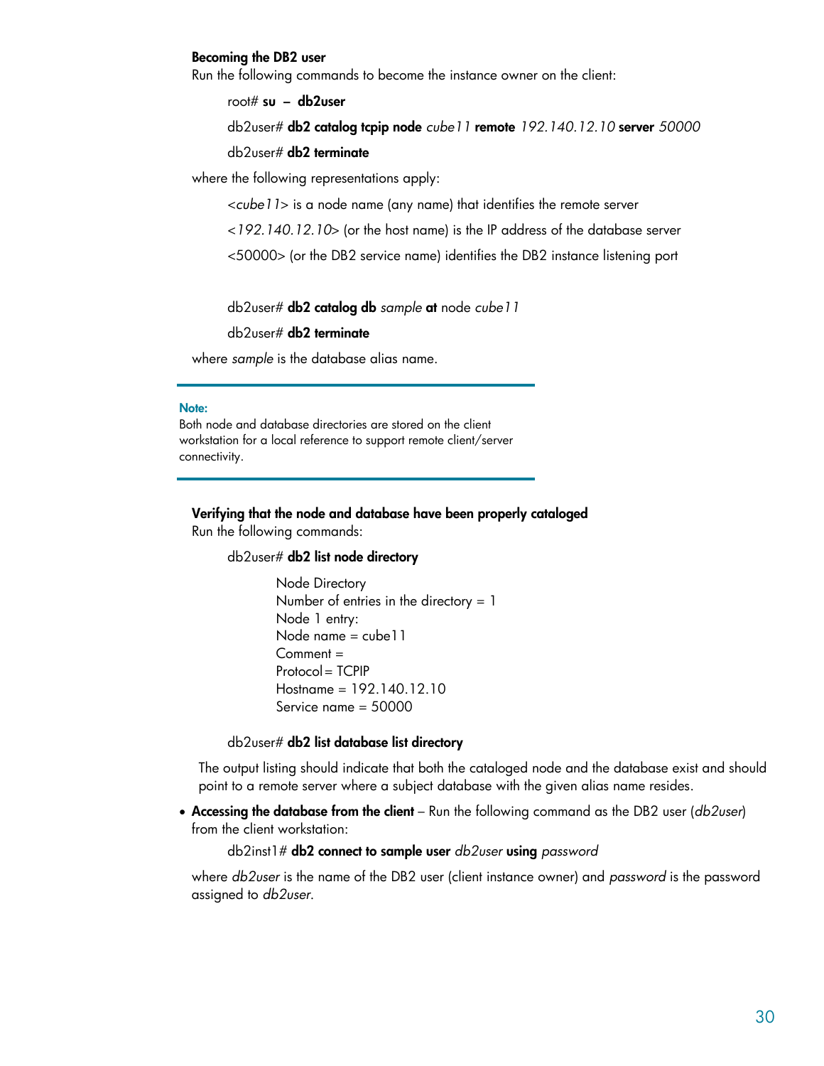**Becoming the DB2 user**

Run the following commands to become the instance owner on the client:

root# **su – db2user**

db2user# **db2 catalog tcpip node** *cube11* **remote** *192.140.12.10* **server** *50000*

db2user# **db2 terminate**

where the following representations apply:

<*cube11*> is a node name (any name) that identifies the remote server

<*192.140.12.10*> (or the host name) is the IP address of the database server

<50000> (or the DB2 service name) identifies the DB2 instance listening port

db2user# **db2 catalog db** *sample* **at** node *cube11*

db2user# **db2 terminate**

where *sample* is the database alias name.

---

**Note:**

Both node and database directories are stored on the client workstation for a local reference to support remote client/server connectivity.

---

**Verifying that the node and database have been properly cataloged**

Run the following commands:

db2user# **db2 list node directory**

```
Node Directory
Number of entries in the directory = 1
Node 1 entry:
Node name = cube11
Comment =
Protocol= TCPIP
Hostname = 192.140.12.10
Service name = 50000
```

db2user# **db2 list database list directory**

The output listing should indicate that both the cataloged node and the database exist and should point to a remote server where a subject database with the given alias name resides.

- **Accessing the database from the client** – Run the following command as the DB2 user (*db2user*) from the client workstation:

db2inst1# **db2 connect to sample user** *db2user* **using** *password*

where *db2user* is the name of the DB2 user (client instance owner) and *password* is the password assigned to *db2user*.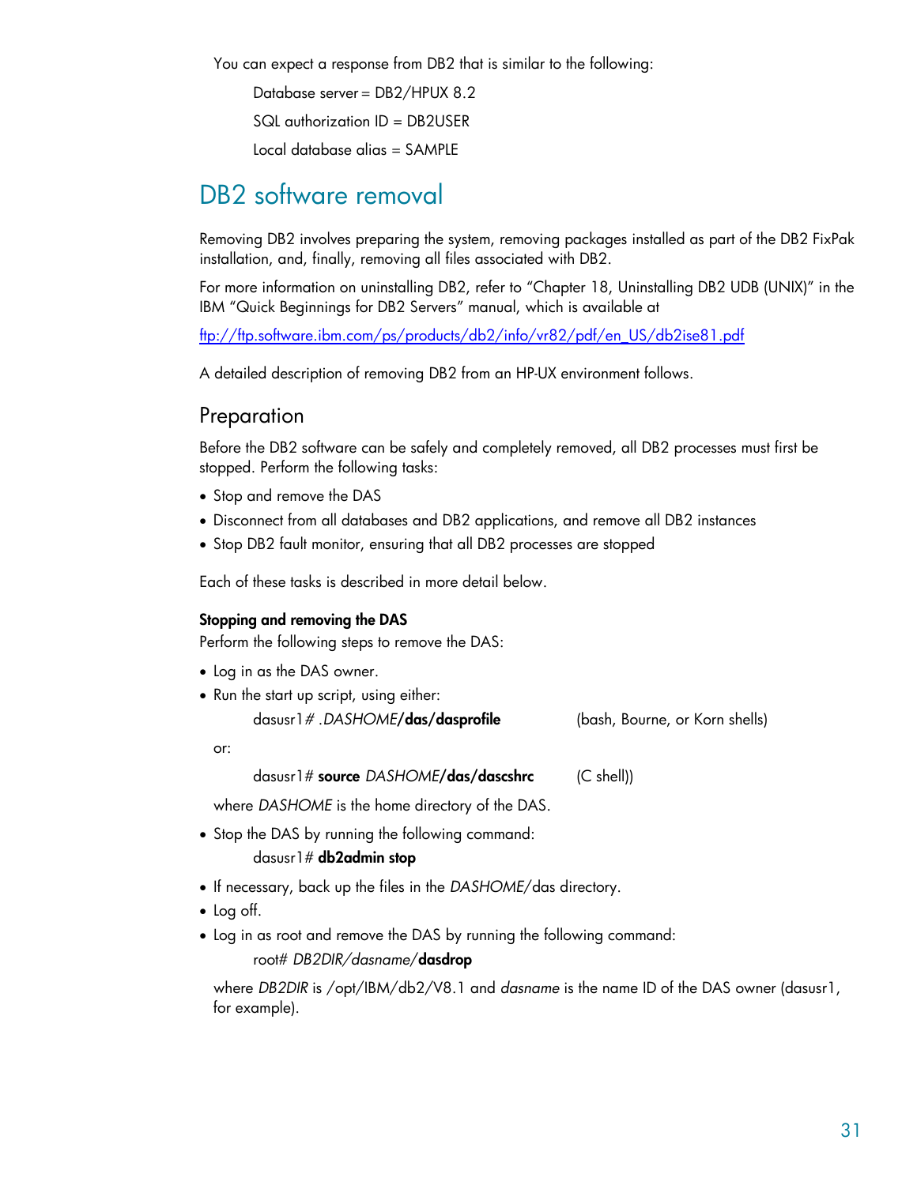You can expect a response from DB2 that is similar to the following:

Database server = DB2/HPUX 8.2

SQL authorization ID = DB2USER

Local database alias = SAMPLE

# DB2 software removal

Removing DB2 involves preparing the system, removing packages installed as part of the DB2 FixPak installation, and, finally, removing all files associated with DB2.

For more information on uninstalling DB2, refer to “Chapter 18, Uninstalling DB2 UDB (UNIX)” in the IBM “Quick Beginnings for DB2 Servers” manual, which is available at

[ftp://ftp.software.ibm.com/ps/products/db2/info/vr82/pdf/en_US/db2ise81.pdf](ftp://ftp.software.ibm.com/ps/products/db2/info/vr82/pdf/en_US/db2ise81.pdf)

A detailed description of removing DB2 from an HP-UX environment follows.

## Preparation

Before the DB2 software can be safely and completely removed, all DB2 processes must first be stopped. Perform the following tasks:

- Stop and remove the DAS
- Disconnect from all databases and DB2 applications, and remove all DB2 instances
- Stop DB2 fault monitor, ensuring that all DB2 processes are stopped

Each of these tasks is described in more detail below.

**Stopping and removing the DAS**

Perform the following steps to remove the DAS:

- Log in as the DAS owner.
- Run the start up script, using either:

  dasusr1# .*DASHOME***/das/dasprofile** (bash, Bourne, or Korn shells)

  or:

  dasusr1# **source** *DASHOME***/das/dascshrc** (C shell))

  where *DASHOME* is the home directory of the DAS.
- Stop the DAS by running the following command:

  dasusr1# **db2admin stop**
- If necessary, back up the files in the *DASHOME*/das directory.
- Log off.
- Log in as root and remove the DAS by running the following command:

  root# *DB2DIR/dasname/***dasdrop**

  where *DB2DIR* is /opt/IBM/db2/V8.1 and *dasname* is the name ID of the DAS owner (dasusr1, for example).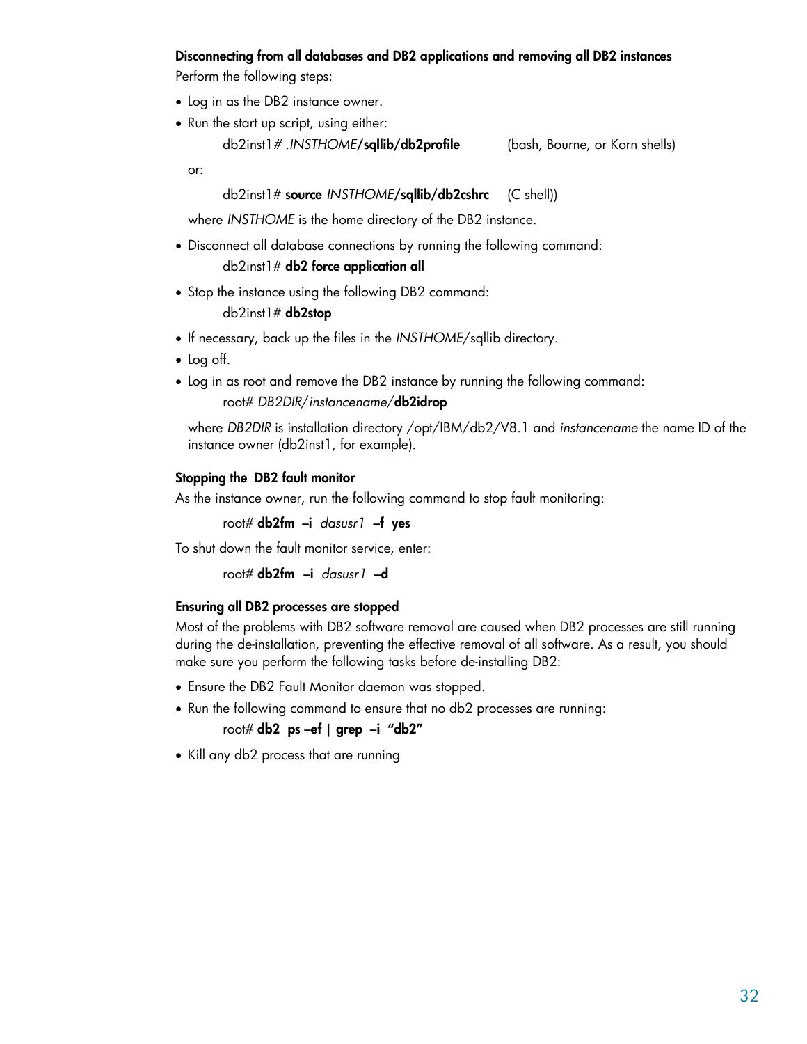### Disconnecting from all databases and DB2 applications and removing all DB2 instances

Perform the following steps:

- Log in as the DB2 instance owner.
- Run the start up script, using either:

  db2inst1# .*INSTHOME*/**sqllib/db2profile** (bash, Bourne, or Korn shells)

  or:

  db2inst1# **source** *INSTHOME*/**sqllib/db2cshrc** (C shell))

  where *INSTHOME* is the home directory of the DB2 instance.

- Disconnect all database connections by running the following command:

  db2inst1# **db2 force application all**

- Stop the instance using the following DB2 command:

  db2inst1# **db2stop**

- If necessary, back up the files in the *INSTHOME*/sqllib directory.
- Log off.
- Log in as root and remove the DB2 instance by running the following command:

  root# *DB2DIR*/*instancename*/**db2idrop**

  where *DB2DIR* is installation directory /opt/IBM/db2/V8.1 and *instancename* the name ID of the instance owner (db2inst1, for example).

### Stopping the DB2 fault monitor

As the instance owner, run the following command to stop fault monitoring:

root# **db2fm –i** *dasusr1* **–f yes**

To shut down the fault monitor service, enter:

root# **db2fm –i** *dasusr1* **–d**

### Ensuring all DB2 processes are stopped

Most of the problems with DB2 software removal are caused when DB2 processes are still running during the de-installation, preventing the effective removal of all software. As a result, you should make sure you perform the following tasks before de-installing DB2:

- Ensure the DB2 Fault Monitor daemon was stopped.
- Run the following command to ensure that no db2 processes are running:

  root# **db2 ps –ef | grep –i "db2"**

- Kill any db2 process that are running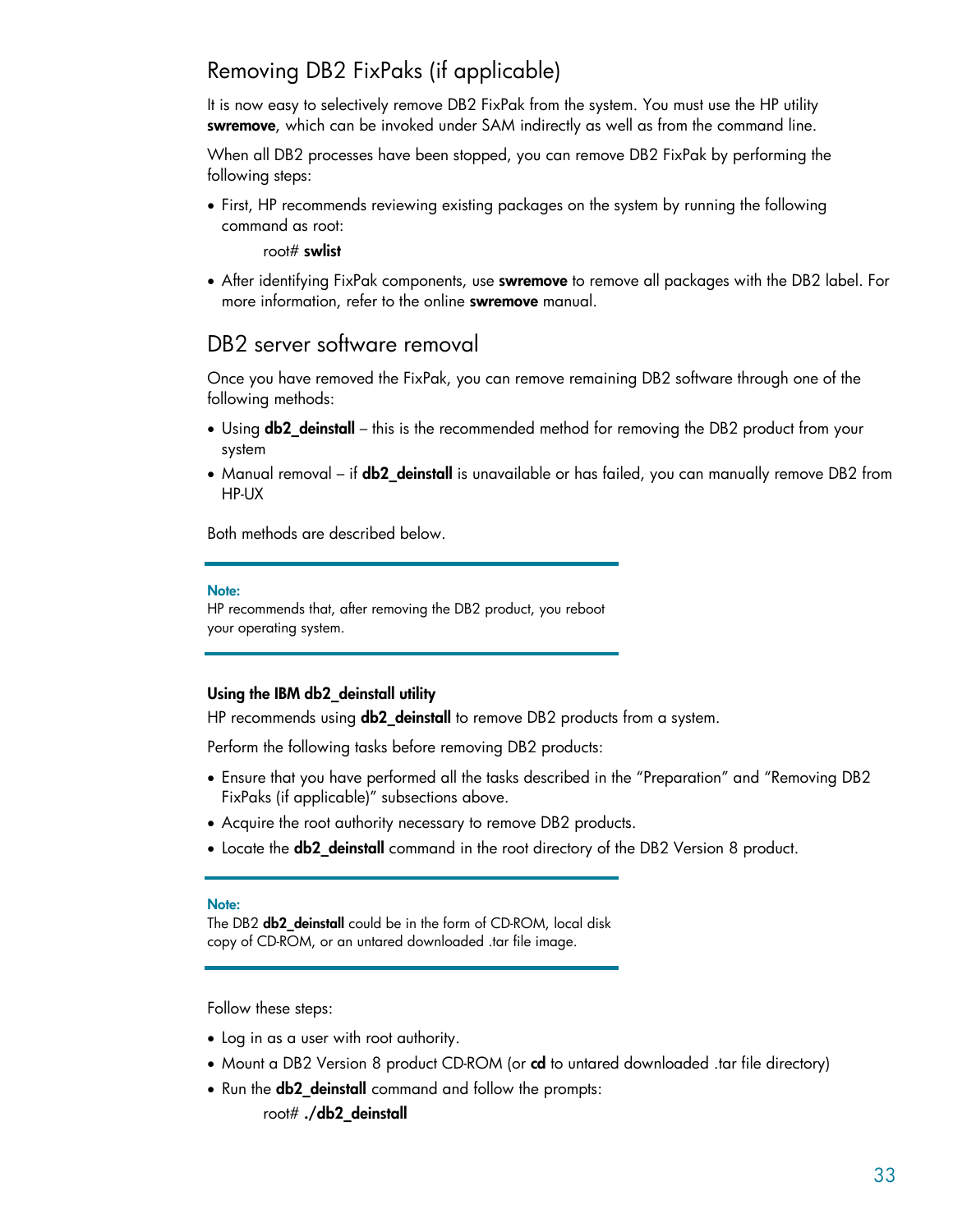## Removing DB2 FixPaks (if applicable)

It is now easy to selectively remove DB2 FixPak from the system. You must use the HP utility **swremove**, which can be invoked under SAM indirectly as well as from the command line.

When all DB2 processes have been stopped, you can remove DB2 FixPak by performing the following steps:

- First, HP recommends reviewing existing packages on the system by running the following command as root:

  root# **swlist**

- After identifying FixPak components, use **swremove** to remove all packages with the DB2 label. For more information, refer to the online **swremove** manual.

## DB2 server software removal

Once you have removed the FixPak, you can remove remaining DB2 software through one of the following methods:

- Using **db2_deinstall** – this is the recommended method for removing the DB2 product from your system
- Manual removal – if **db2_deinstall** is unavailable or has failed, you can manually remove DB2 from HP-UX

Both methods are described below.

> **Note:**
> HP recommends that, after removing the DB2 product, you reboot your operating system.

### Using the IBM db2_deinstall utility

HP recommends using **db2_deinstall** to remove DB2 products from a system.

Perform the following tasks before removing DB2 products:

- Ensure that you have performed all the tasks described in the "Preparation" and "Removing DB2 FixPaks (if applicable)" subsections above.
- Acquire the root authority necessary to remove DB2 products.
- Locate the **db2_deinstall** command in the root directory of the DB2 Version 8 product.

> **Note:**
> The DB2 **db2_deinstall** could be in the form of CD-ROM, local disk copy of CD-ROM, or an untared downloaded .tar file image.

Follow these steps:

- Log in as a user with root authority.
- Mount a DB2 Version 8 product CD-ROM (or **cd** to untared downloaded .tar file directory)
- Run the **db2_deinstall** command and follow the prompts:

  root# **./db2_deinstall**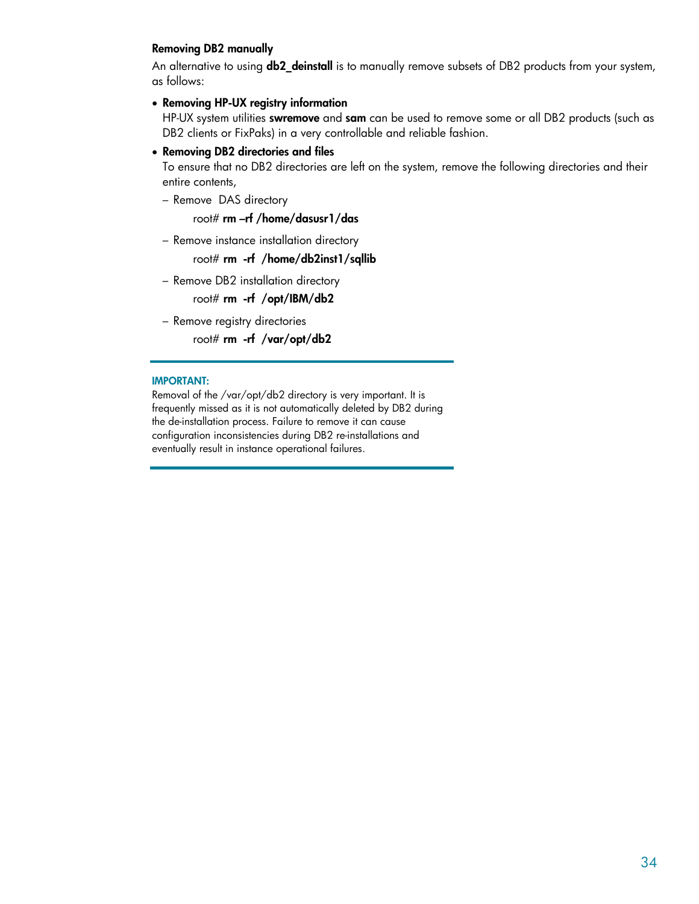### Removing DB2 manually

An alternative to using **db2_deinstall** is to manually remove subsets of DB2 products from your system, as follows:

- **Removing HP-UX registry information**
  HP-UX system utilities **swremove** and **sam** can be used to remove some or all DB2 products (such as DB2 clients or FixPaks) in a very controllable and reliable fashion.
- **Removing DB2 directories and files**
  To ensure that no DB2 directories are left on the system, remove the following directories and their entire contents,
  - Remove DAS directory

    root# **rm –rf /home/dasusr1/das**
  - Remove instance installation directory

    root# **rm -rf /home/db2inst1/sqllib**
  - Remove DB2 installation directory

    root# **rm -rf /opt/IBM/db2**
  - Remove registry directories

    root# **rm -rf /var/opt/db2**

---

**IMPORTANT:**
Removal of the /var/opt/db2 directory is very important. It is frequently missed as it is not automatically deleted by DB2 during the de-installation process. Failure to remove it can cause configuration inconsistencies during DB2 re-installations and eventually result in instance operational failures.

---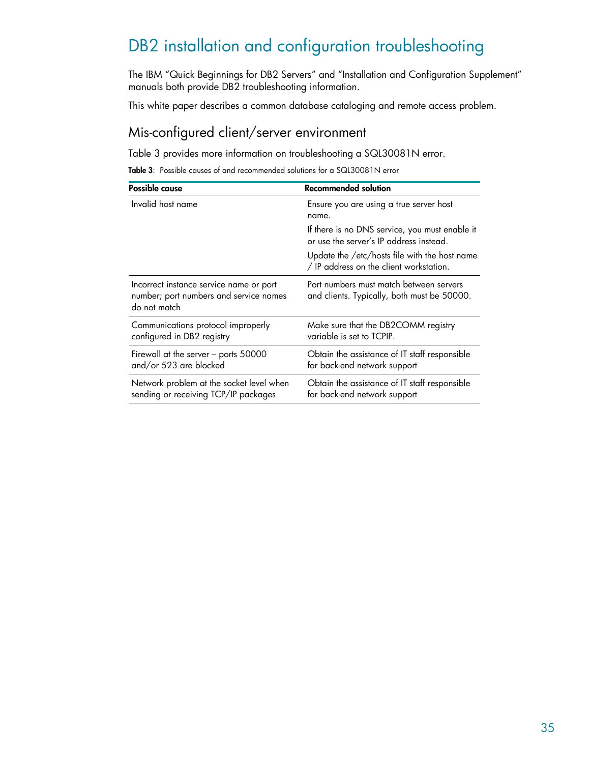# DB2 installation and configuration troubleshooting

The IBM "Quick Beginnings for DB2 Servers" and "Installation and Configuration Supplement" manuals both provide DB2 troubleshooting information.

This white paper describes a common database cataloging and remote access problem.

## Mis-configured client/server environment

Table 3 provides more information on troubleshooting a SQL30081N error.

**Table 3**: Possible causes of and recommended solutions for a SQL30081N error

| Possible cause | Recommended solution |
|---|---|
| Invalid host name | Ensure you are using a true server host name.<br>If there is no DNS service, you must enable it or use the server's IP address instead.<br>Update the /etc/hosts file with the host name / IP address on the client workstation. |
| Incorrect instance service name or port number; port numbers and service names do not match | Port numbers must match between servers and clients. Typically, both must be 50000. |
| Communications protocol improperly configured in DB2 registry | Make sure that the DB2COMM registry variable is set to TCPIP. |
| Firewall at the server – ports 50000 and/or 523 are blocked | Obtain the assistance of IT staff responsible for back-end network support |
| Network problem at the socket level when sending or receiving TCP/IP packages | Obtain the assistance of IT staff responsible for back-end network support |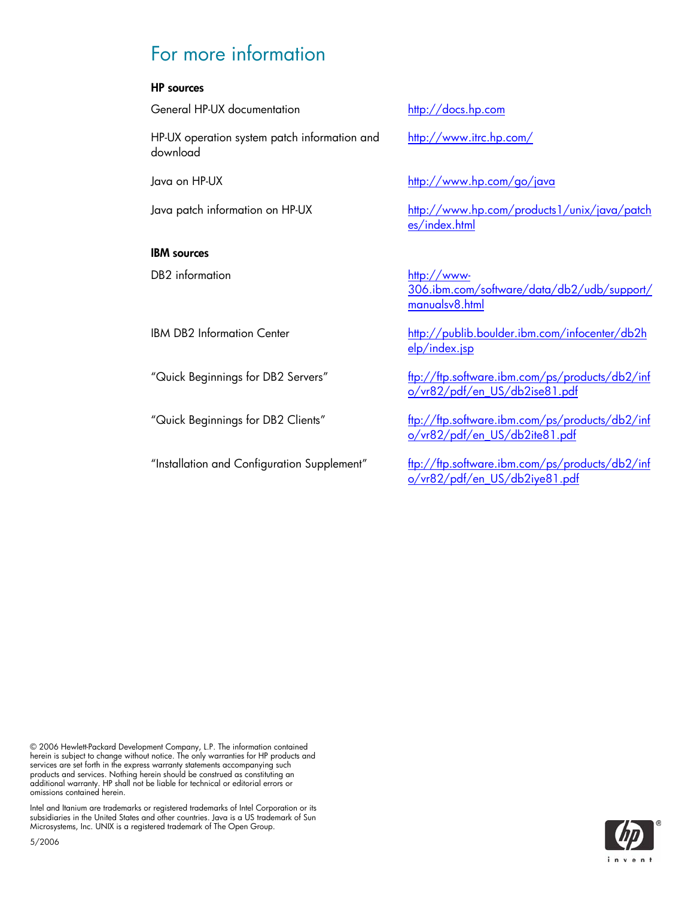# For more information

**HP sources**

| | |
|---|---|
| General HP-UX documentation | http://docs.hp.com |
| HP-UX operation system patch information and download | http://www.itrc.hp.com/ |
| Java on HP-UX | http://www.hp.com/go/java |
| Java patch information on HP-UX | http://www.hp.com/products1/unix/java/patches/index.html |

**IBM sources**

| | |
|---|---|
| DB2 information | http://www-306.ibm.com/software/data/db2/udb/support/manualsv8.html |
| IBM DB2 Information Center | http://publib.boulder.ibm.com/infocenter/db2help/index.jsp |
| “Quick Beginnings for DB2 Servers” | ftp://ftp.software.ibm.com/ps/products/db2/info/vr82/pdf/en_US/db2ise81.pdf |
| “Quick Beginnings for DB2 Clients” | ftp://ftp.software.ibm.com/ps/products/db2/info/vr82/pdf/en_US/db2ite81.pdf |
| “Installation and Configuration Supplement” | ftp://ftp.software.ibm.com/ps/products/db2/info/vr82/pdf/en_US/db2iye81.pdf |

© 2006 Hewlett-Packard Development Company, L.P. The information contained herein is subject to change without notice. The only warranties for HP products and services are set forth in the express warranty statements accompanying such products and services. Nothing herein should be construed as constituting an additional warranty. HP shall not be liable for technical or editorial errors or omissions contained herein.

Intel and Itanium are trademarks or registered trademarks of Intel Corporation or its subsidiaries in the United States and other countries. Java is a US trademark of Sun Microsystems, Inc. UNIX is a registered trademark of The Open Group.

5/2006